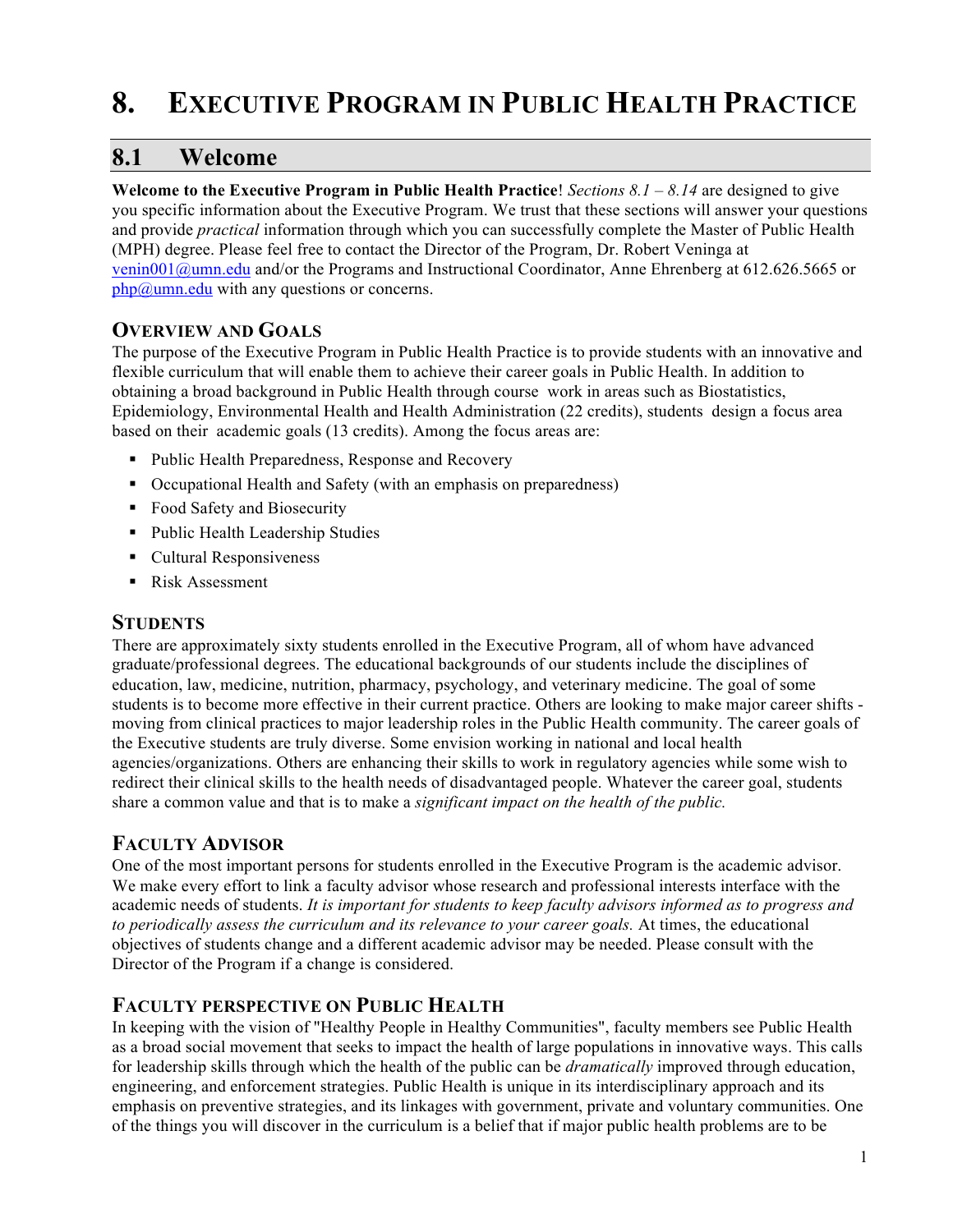# 8. Executive Program in Public Health Practice

## 8.1 Welcome

**Welcome to the Executive Program in Public Health Practice**! *Sections 8.1 – 8.14* are designed to give you specific information about the Executive Program. We trust that these sections will answer your questions and provide *practical* information through which you can successfully complete the Master of Public Health (MPH) degree. Please feel free to contact the Director of the Program, Dr. Robert Veninga at venin001@umn.edu and/or the Programs and Instructional Coordinator, Anne Ehrenberg at 612.626.5665 or php@umn.edu with any questions or concerns.

### Overview and Goals

The purpose of the Executive Program in Public Health Practice is to provide students with an innovative and flexible curriculum that will enable them to achieve their career goals in Public Health. In addition to obtaining a broad background in Public Health through course work in areas such as Biostatistics, Epidemiology, Environmental Health and Health Administration (22 credits), students design a focus area based on their academic goals (13 credits). Among the focus areas are:

- Public Health Preparedness, Response and Recovery
- Occupational Health and Safety (with an emphasis on preparedness)
- Food Safety and Biosecurity
- Public Health Leadership Studies
- Cultural Responsiveness
- Risk Assessment

### Students

There are approximately sixty students enrolled in the Executive Program, all of whom have advanced graduate/professional degrees. The educational backgrounds of our students include the disciplines of education, law, medicine, nutrition, pharmacy, psychology, and veterinary medicine. The goal of some students is to become more effective in their current practice. Others are looking to make major career shifts - moving from clinical practices to major leadership roles in the Public Health community. The career goals of the Executive students are truly diverse. Some envision working in national and local health agencies/organizations. Others are enhancing their skills to work in regulatory agencies while some wish to redirect their clinical skills to the health needs of disadvantaged people. Whatever the career goal, students share a common value and that is to make a *significant impact on the health of the public.*

### Faculty Advisor

One of the most important persons for students enrolled in the Executive Program is the academic advisor. We make every effort to link a faculty advisor whose research and professional interests interface with the academic needs of students. *It is important for students to keep faculty advisors informed as to progress and to periodically assess the curriculum and its relevance to your career goals.* At times, the educational objectives of students change and a different academic advisor may be needed. Please consult with the Director of the Program if a change is considered.

### Faculty perspective on Public Health

In keeping with the vision of "Healthy People in Healthy Communities", faculty members see Public Health as a broad social movement that seeks to impact the health of large populations in innovative ways. This calls for leadership skills through which the health of the public can be *dramatically* improved through education, engineering, and enforcement strategies. Public Health is unique in its interdisciplinary approach and its emphasis on preventive strategies, and its linkages with government, private and voluntary communities. One of the things you will discover in the curriculum is a belief that if major public health problems are to be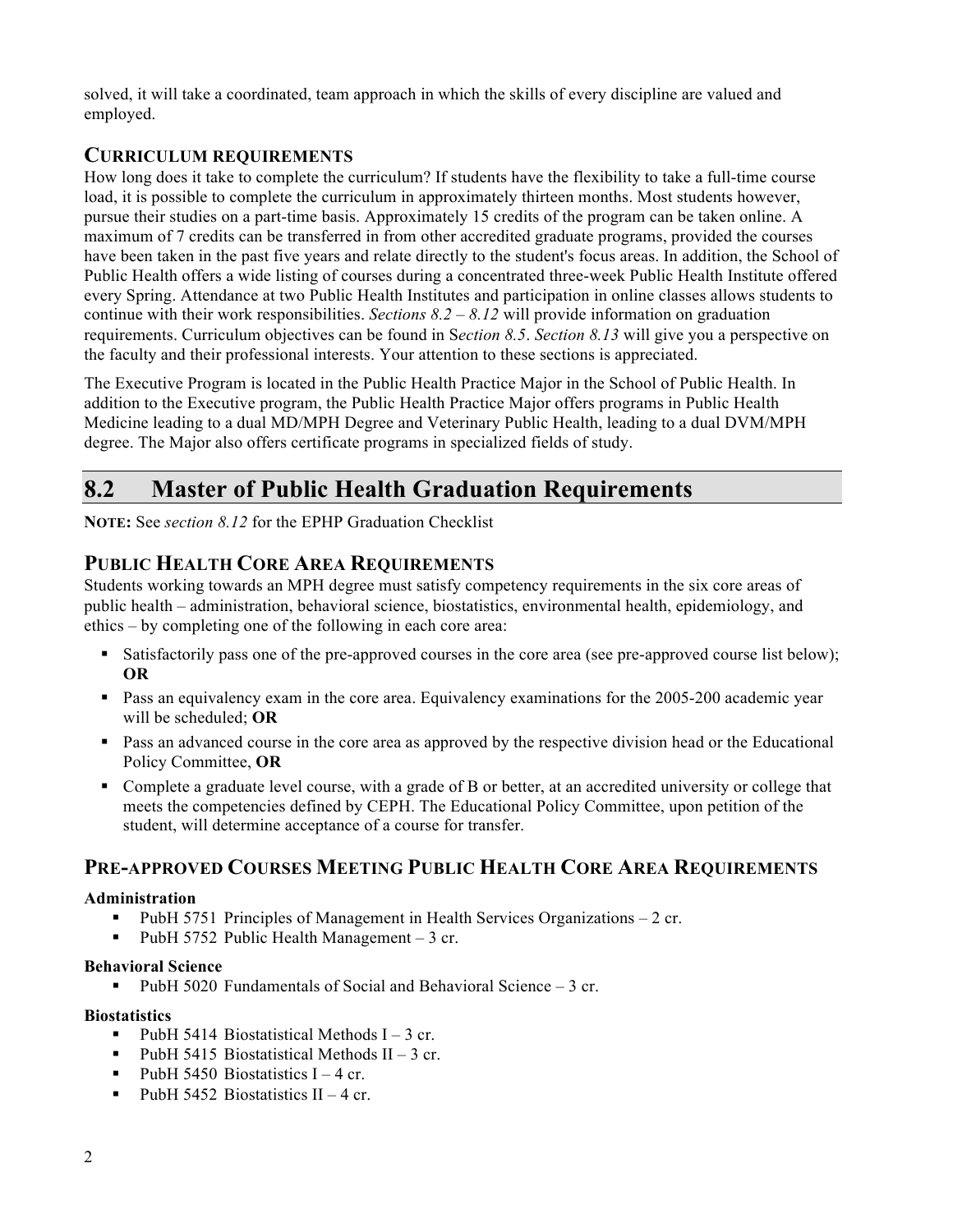solved, it will take a coordinated, team approach in which the skills of every discipline are valued and employed.

### CURRICULUM REQUIREMENTS

How long does it take to complete the curriculum? If students have the flexibility to take a full-time course load, it is possible to complete the curriculum in approximately thirteen months. Most students however, pursue their studies on a part-time basis. Approximately 15 credits of the program can be taken online. A maximum of 7 credits can be transferred in from other accredited graduate programs, provided the courses have been taken in the past five years and relate directly to the student's focus areas. In addition, the School of Public Health offers a wide listing of courses during a concentrated three-week Public Health Institute offered every Spring. Attendance at two Public Health Institutes and participation in online classes allows students to continue with their work responsibilities. *Sections 8.2 – 8.12* will provide information on graduation requirements. Curriculum objectives can be found in S*ection 8.5*. *Section 8.13* will give you a perspective on the faculty and their professional interests. Your attention to these sections is appreciated.

The Executive Program is located in the Public Health Practice Major in the School of Public Health. In addition to the Executive program, the Public Health Practice Major offers programs in Public Health Medicine leading to a dual MD/MPH Degree and Veterinary Public Health, leading to a dual DVM/MPH degree. The Major also offers certificate programs in specialized fields of study.

## 8.2 Master of Public Health Graduation Requirements

**NOTE:** See *section 8.12* for the EPHP Graduation Checklist

### PUBLIC HEALTH CORE AREA REQUIREMENTS

Students working towards an MPH degree must satisfy competency requirements in the six core areas of public health – administration, behavioral science, biostatistics, environmental health, epidemiology, and ethics – by completing one of the following in each core area:

- Satisfactorily pass one of the pre-approved courses in the core area (see pre-approved course list below); **OR**
- Pass an equivalency exam in the core area. Equivalency examinations for the 2005-200 academic year will be scheduled; **OR**
- Pass an advanced course in the core area as approved by the respective division head or the Educational Policy Committee, **OR**
- Complete a graduate level course, with a grade of B or better, at an accredited university or college that meets the competencies defined by CEPH. The Educational Policy Committee, upon petition of the student, will determine acceptance of a course for transfer.

### PRE-APPROVED COURSES MEETING PUBLIC HEALTH CORE AREA REQUIREMENTS

**Administration**

- PubH 5751 Principles of Management in Health Services Organizations – 2 cr.
- PubH 5752 Public Health Management – 3 cr.

**Behavioral Science**

- PubH 5020 Fundamentals of Social and Behavioral Science – 3 cr.

**Biostatistics**

- PubH 5414 Biostatistical Methods I – 3 cr.
- PubH 5415 Biostatistical Methods II – 3 cr.
- PubH 5450 Biostatistics I – 4 cr.
- PubH 5452 Biostatistics II – 4 cr.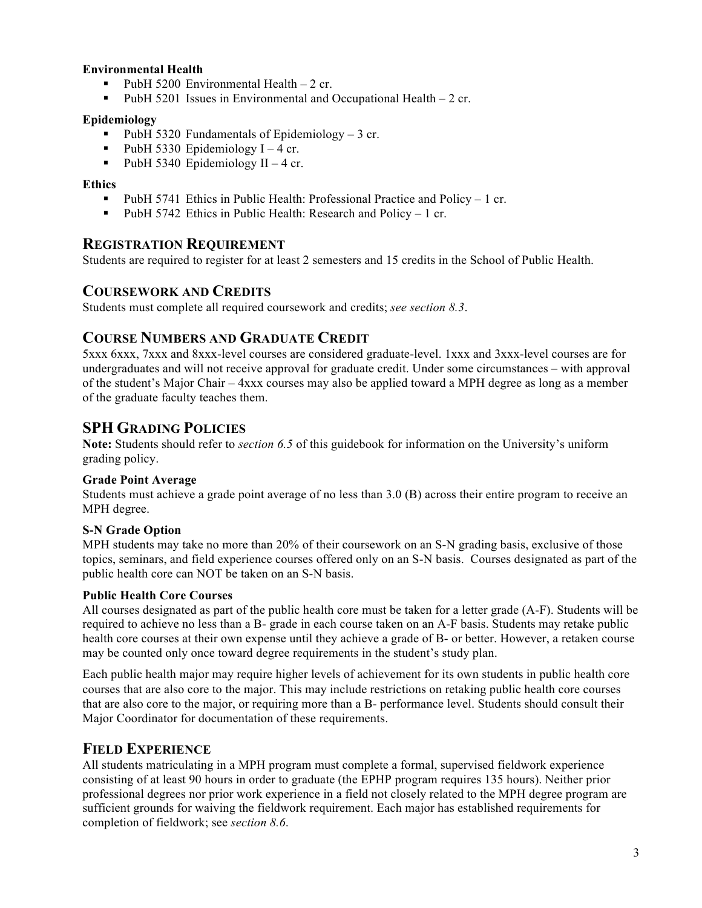**Environmental Health**

- PubH 5200 Environmental Health – 2 cr.
- PubH 5201 Issues in Environmental and Occupational Health – 2 cr.

**Epidemiology**

- PubH 5320 Fundamentals of Epidemiology – 3 cr.
- PubH 5330 Epidemiology I – 4 cr.
- PubH 5340 Epidemiology II – 4 cr.

**Ethics**

- PubH 5741 Ethics in Public Health: Professional Practice and Policy – 1 cr.
- PubH 5742 Ethics in Public Health: Research and Policy – 1 cr.

## Registration Requirement

Students are required to register for at least 2 semesters and 15 credits in the School of Public Health.

## Coursework and Credits

Students must complete all required coursework and credits; *see section 8.3*.

## Course Numbers and Graduate Credit

5xxx 6xxx, 7xxx and 8xxx-level courses are considered graduate-level. 1xxx and 3xxx-level courses are for undergraduates and will not receive approval for graduate credit. Under some circumstances – with approval of the student's Major Chair – 4xxx courses may also be applied toward a MPH degree as long as a member of the graduate faculty teaches them.

## SPH Grading Policies

**Note:** Students should refer to *section 6.5* of this guidebook for information on the University's uniform grading policy.

**Grade Point Average**

Students must achieve a grade point average of no less than 3.0 (B) across their entire program to receive an MPH degree.

**S-N Grade Option**

MPH students may take no more than 20% of their coursework on an S-N grading basis, exclusive of those topics, seminars, and field experience courses offered only on an S-N basis. Courses designated as part of the public health core can NOT be taken on an S-N basis.

**Public Health Core Courses**

All courses designated as part of the public health core must be taken for a letter grade (A-F). Students will be required to achieve no less than a B- grade in each course taken on an A-F basis. Students may retake public health core courses at their own expense until they achieve a grade of B- or better. However, a retaken course may be counted only once toward degree requirements in the student's study plan.

Each public health major may require higher levels of achievement for its own students in public health core courses that are also core to the major. This may include restrictions on retaking public health core courses that are also core to the major, or requiring more than a B- performance level. Students should consult their Major Coordinator for documentation of these requirements.

## Field Experience

All students matriculating in a MPH program must complete a formal, supervised fieldwork experience consisting of at least 90 hours in order to graduate (the EPHP program requires 135 hours). Neither prior professional degrees nor prior work experience in a field not closely related to the MPH degree program are sufficient grounds for waiving the fieldwork requirement. Each major has established requirements for completion of fieldwork; see *section 8.6*.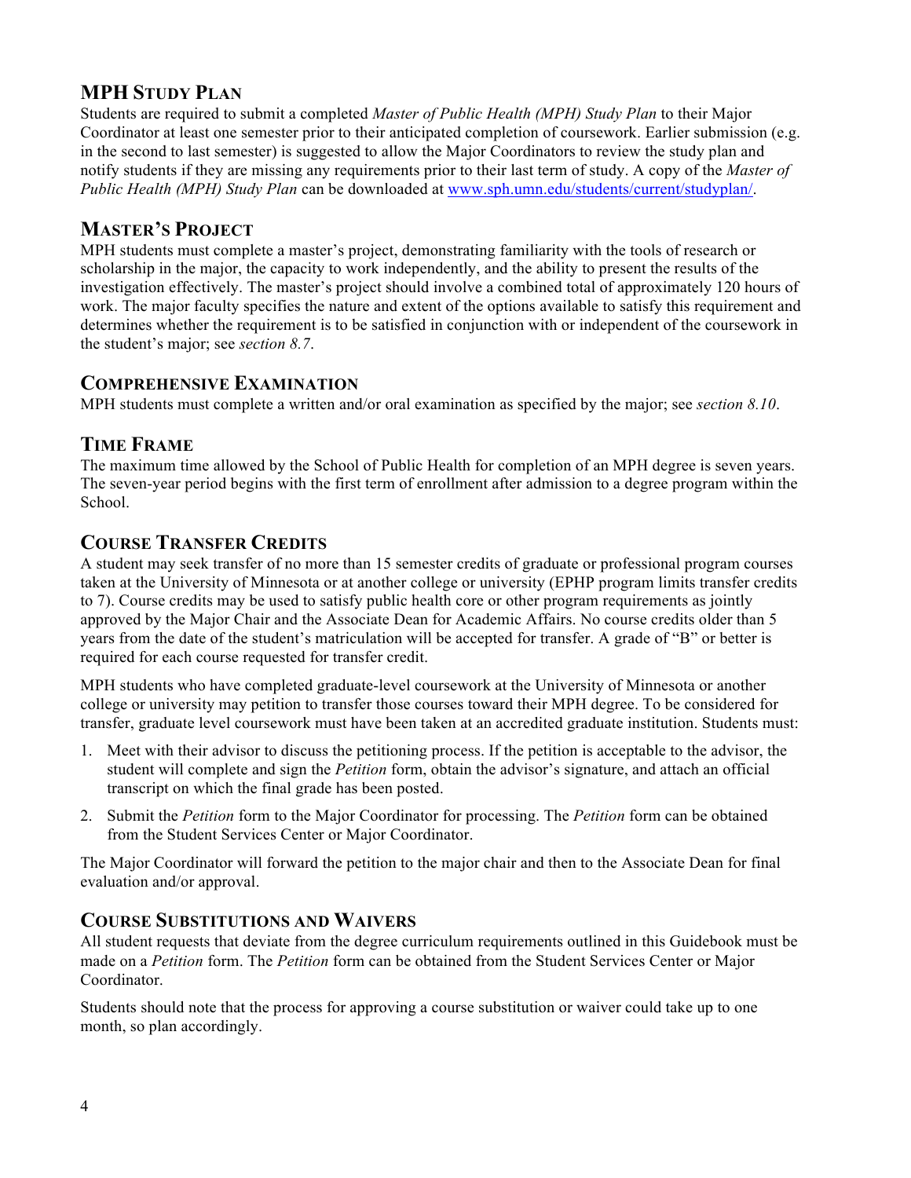## MPH Study Plan

Students are required to submit a completed *Master of Public Health (MPH) Study Plan* to their Major Coordinator at least one semester prior to their anticipated completion of coursework. Earlier submission (e.g. in the second to last semester) is suggested to allow the Major Coordinators to review the study plan and notify students if they are missing any requirements prior to their last term of study. A copy of the *Master of Public Health (MPH) Study Plan* can be downloaded at www.sph.umn.edu/students/current/studyplan/.

## Master's Project

MPH students must complete a master's project, demonstrating familiarity with the tools of research or scholarship in the major, the capacity to work independently, and the ability to present the results of the investigation effectively. The master's project should involve a combined total of approximately 120 hours of work. The major faculty specifies the nature and extent of the options available to satisfy this requirement and determines whether the requirement is to be satisfied in conjunction with or independent of the coursework in the student's major; see *section 8.7*.

## Comprehensive Examination

MPH students must complete a written and/or oral examination as specified by the major; see *section 8.10*.

## Time Frame

The maximum time allowed by the School of Public Health for completion of an MPH degree is seven years. The seven-year period begins with the first term of enrollment after admission to a degree program within the School.

## Course Transfer Credits

A student may seek transfer of no more than 15 semester credits of graduate or professional program courses taken at the University of Minnesota or at another college or university (EPHP program limits transfer credits to 7). Course credits may be used to satisfy public health core or other program requirements as jointly approved by the Major Chair and the Associate Dean for Academic Affairs. No course credits older than 5 years from the date of the student's matriculation will be accepted for transfer. A grade of "B" or better is required for each course requested for transfer credit.

MPH students who have completed graduate-level coursework at the University of Minnesota or another college or university may petition to transfer those courses toward their MPH degree. To be considered for transfer, graduate level coursework must have been taken at an accredited graduate institution. Students must:

1. Meet with their advisor to discuss the petitioning process. If the petition is acceptable to the advisor, the student will complete and sign the *Petition* form, obtain the advisor's signature, and attach an official transcript on which the final grade has been posted.
2. Submit the *Petition* form to the Major Coordinator for processing. The *Petition* form can be obtained from the Student Services Center or Major Coordinator.

The Major Coordinator will forward the petition to the major chair and then to the Associate Dean for final evaluation and/or approval.

## Course Substitutions and Waivers

All student requests that deviate from the degree curriculum requirements outlined in this Guidebook must be made on a *Petition* form. The *Petition* form can be obtained from the Student Services Center or Major Coordinator.

Students should note that the process for approving a course substitution or waiver could take up to one month, so plan accordingly.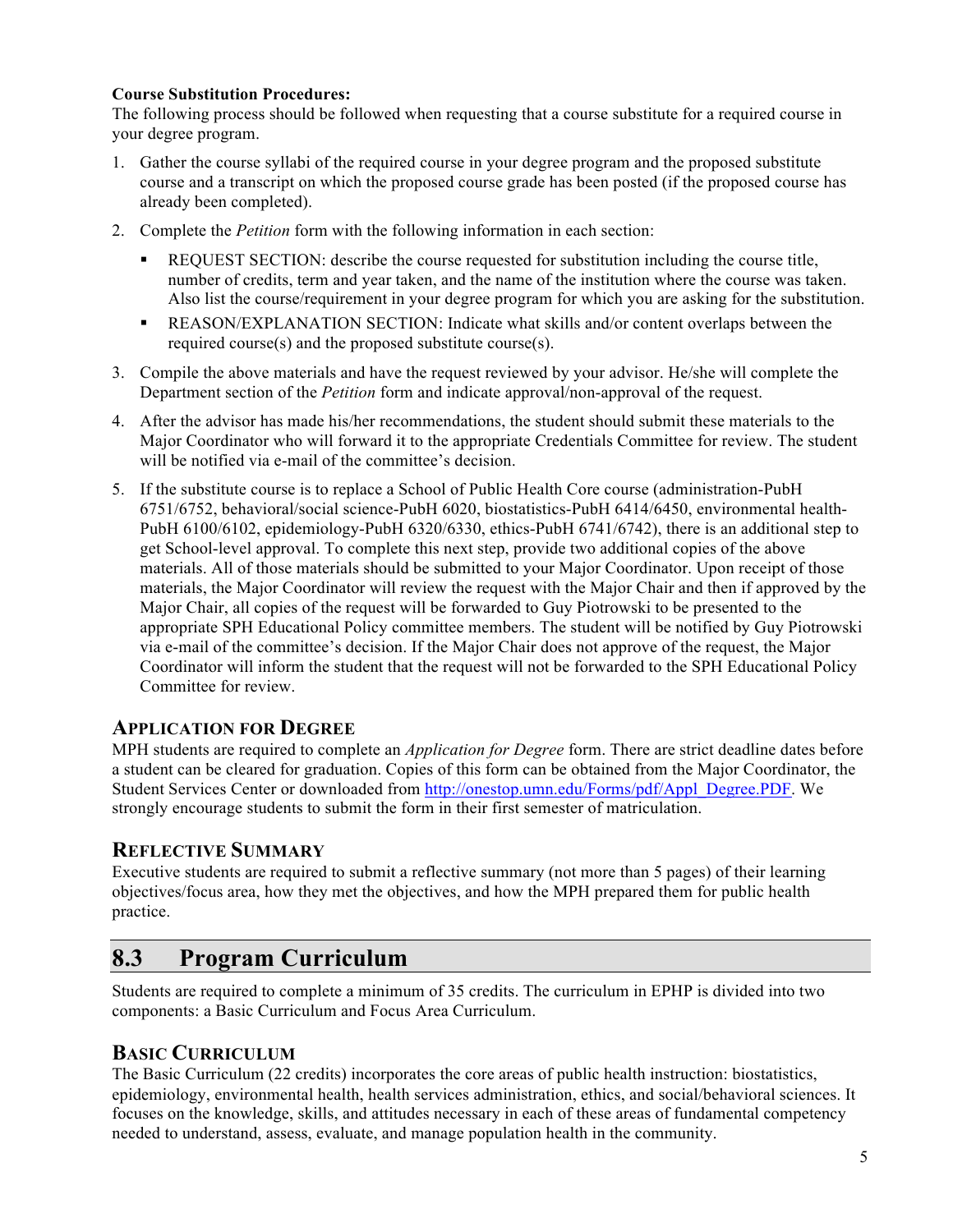**Course Substitution Procedures:**

The following process should be followed when requesting that a course substitute for a required course in your degree program.

1. Gather the course syllabi of the required course in your degree program and the proposed substitute course and a transcript on which the proposed course grade has been posted (if the proposed course has already been completed).
2. Complete the *Petition* form with the following information in each section:
   - REQUEST SECTION: describe the course requested for substitution including the course title, number of credits, term and year taken, and the name of the institution where the course was taken. Also list the course/requirement in your degree program for which you are asking for the substitution.
   - REASON/EXPLANATION SECTION: Indicate what skills and/or content overlaps between the required course(s) and the proposed substitute course(s).
3. Compile the above materials and have the request reviewed by your advisor. He/she will complete the Department section of the *Petition* form and indicate approval/non-approval of the request.
4. After the advisor has made his/her recommendations, the student should submit these materials to the Major Coordinator who will forward it to the appropriate Credentials Committee for review. The student will be notified via e-mail of the committee's decision.
5. If the substitute course is to replace a School of Public Health Core course (administration-PubH 6751/6752, behavioral/social science-PubH 6020, biostatistics-PubH 6414/6450, environmental health-PubH 6100/6102, epidemiology-PubH 6320/6330, ethics-PubH 6741/6742), there is an additional step to get School-level approval. To complete this next step, provide two additional copies of the above materials. All of those materials should be submitted to your Major Coordinator. Upon receipt of those materials, the Major Coordinator will review the request with the Major Chair and then if approved by the Major Chair, all copies of the request will be forwarded to Guy Piotrowski to be presented to the appropriate SPH Educational Policy committee members. The student will be notified by Guy Piotrowski via e-mail of the committee's decision. If the Major Chair does not approve of the request, the Major Coordinator will inform the student that the request will not be forwarded to the SPH Educational Policy Committee for review.

### Application for Degree

MPH students are required to complete an *Application for Degree* form. There are strict deadline dates before a student can be cleared for graduation. Copies of this form can be obtained from the Major Coordinator, the Student Services Center or downloaded from http://onestop.umn.edu/Forms/pdf/Appl_Degree.PDF. We strongly encourage students to submit the form in their first semester of matriculation.

### Reflective Summary

Executive students are required to submit a reflective summary (not more than 5 pages) of their learning objectives/focus area, how they met the objectives, and how the MPH prepared them for public health practice.

## 8.3 Program Curriculum

Students are required to complete a minimum of 35 credits. The curriculum in EPHP is divided into two components: a Basic Curriculum and Focus Area Curriculum.

### Basic Curriculum

The Basic Curriculum (22 credits) incorporates the core areas of public health instruction: biostatistics, epidemiology, environmental health, health services administration, ethics, and social/behavioral sciences. It focuses on the knowledge, skills, and attitudes necessary in each of these areas of fundamental competency needed to understand, assess, evaluate, and manage population health in the community.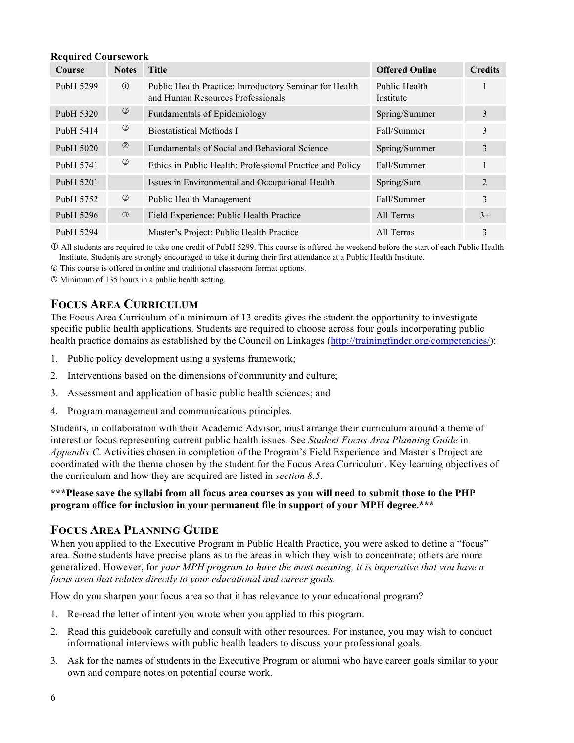**Required Coursework**

| Course | Notes | Title | Offered Online | Credits |
|---|---|---|---|---|
| PubH 5299 | ① | Public Health Practice: Introductory Seminar for Health and Human Resources Professionals | Public Health Institute | 1 |
| PubH 5320 | ② | Fundamentals of Epidemiology | Spring/Summer | 3 |
| PubH 5414 | ② | Biostatistical Methods I | Fall/Summer | 3 |
| PubH 5020 | ② | Fundamentals of Social and Behavioral Science | Spring/Summer | 3 |
| PubH 5741 | ② | Ethics in Public Health: Professional Practice and Policy | Fall/Summer | 1 |
| PubH 5201 | | Issues in Environmental and Occupational Health | Spring/Sum | 2 |
| PubH 5752 | ② | Public Health Management | Fall/Summer | 3 |
| PubH 5296 | ③ | Field Experience: Public Health Practice | All Terms | 3+ |
| PubH 5294 | | Master's Project: Public Health Practice | All Terms | 3 |

① All students are required to take one credit of PubH 5299. This course is offered the weekend before the start of each Public Health Institute. Students are strongly encouraged to take it during their first attendance at a Public Health Institute.

② This course is offered in online and traditional classroom format options.

③ Minimum of 135 hours in a public health setting.

## Focus Area Curriculum

The Focus Area Curriculum of a minimum of 13 credits gives the student the opportunity to investigate specific public health applications. Students are required to choose across four goals incorporating public health practice domains as established by the Council on Linkages (http://trainingfinder.org/competencies/):

1. Public policy development using a systems framework;
2. Interventions based on the dimensions of community and culture;
3. Assessment and application of basic public health sciences; and
4. Program management and communications principles.

Students, in collaboration with their Academic Advisor, must arrange their curriculum around a theme of interest or focus representing current public health issues. See *Student Focus Area Planning Guide* in *Appendix C*. Activities chosen in completion of the Program's Field Experience and Master's Project are coordinated with the theme chosen by the student for the Focus Area Curriculum. Key learning objectives of the curriculum and how they are acquired are listed in *section 8.5*.

**\*\*\*Please save the syllabi from all focus area courses as you will need to submit those to the PHP program office for inclusion in your permanent file in support of your MPH degree.\*\*\***

## Focus Area Planning Guide

When you applied to the Executive Program in Public Health Practice, you were asked to define a "focus" area. Some students have precise plans as to the areas in which they wish to concentrate; others are more generalized. However, for *your MPH program to have the most meaning, it is imperative that you have a focus area that relates directly to your educational and career goals.*

How do you sharpen your focus area so that it has relevance to your educational program?

1. Re-read the letter of intent you wrote when you applied to this program.
2. Read this guidebook carefully and consult with other resources. For instance, you may wish to conduct informational interviews with public health leaders to discuss your professional goals.
3. Ask for the names of students in the Executive Program or alumni who have career goals similar to your own and compare notes on potential course work.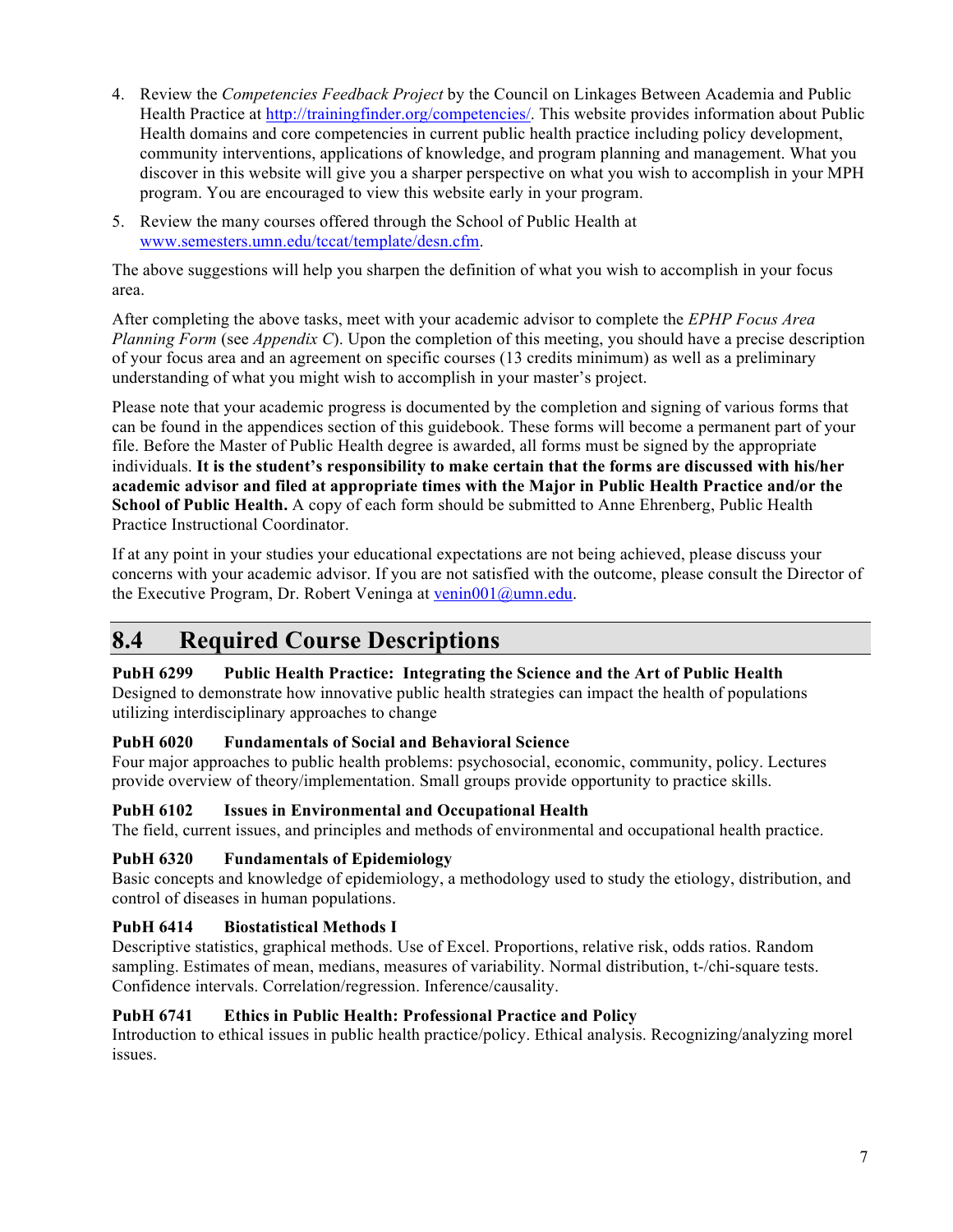4. Review the *Competencies Feedback Project* by the Council on Linkages Between Academia and Public Health Practice at [http://trainingfinder.org/competencies/](http://trainingfinder.org/competencies/). This website provides information about Public Health domains and core competencies in current public health practice including policy development, community interventions, applications of knowledge, and program planning and management. What you discover in this website will give you a sharper perspective on what you wish to accomplish in your MPH program. You are encouraged to view this website early in your program.

5. Review the many courses offered through the School of Public Health at [www.semesters.umn.edu/tccat/template/desn.cfm](www.semesters.umn.edu/tccat/template/desn.cfm).

The above suggestions will help you sharpen the definition of what you wish to accomplish in your focus area.

After completing the above tasks, meet with your academic advisor to complete the *EPHP Focus Area Planning Form* (see *Appendix C*). Upon the completion of this meeting, you should have a precise description of your focus area and an agreement on specific courses (13 credits minimum) as well as a preliminary understanding of what you might wish to accomplish in your master's project.

Please note that your academic progress is documented by the completion and signing of various forms that can be found in the appendices section of this guidebook. These forms will become a permanent part of your file. Before the Master of Public Health degree is awarded, all forms must be signed by the appropriate individuals. **It is the student's responsibility to make certain that the forms are discussed with his/her academic advisor and filed at appropriate times with the Major in Public Health Practice and/or the School of Public Health.** A copy of each form should be submitted to Anne Ehrenberg, Public Health Practice Instructional Coordinator.

If at any point in your studies your educational expectations are not being achieved, please discuss your concerns with your academic advisor. If you are not satisfied with the outcome, please consult the Director of the Executive Program, Dr. Robert Veninga at [venin001@umn.edu](mailto:venin001@umn.edu).

## 8.4 Required Course Descriptions

**PubH 6299 Public Health Practice: Integrating the Science and the Art of Public Health**
Designed to demonstrate how innovative public health strategies can impact the health of populations utilizing interdisciplinary approaches to change

**PubH 6020 Fundamentals of Social and Behavioral Science**
Four major approaches to public health problems: psychosocial, economic, community, policy. Lectures provide overview of theory/implementation. Small groups provide opportunity to practice skills.

**PubH 6102 Issues in Environmental and Occupational Health**
The field, current issues, and principles and methods of environmental and occupational health practice.

**PubH 6320 Fundamentals of Epidemiology**
Basic concepts and knowledge of epidemiology, a methodology used to study the etiology, distribution, and control of diseases in human populations.

**PubH 6414 Biostatistical Methods I**
Descriptive statistics, graphical methods. Use of Excel. Proportions, relative risk, odds ratios. Random sampling. Estimates of mean, medians, measures of variability. Normal distribution, t-/chi-square tests. Confidence intervals. Correlation/regression. Inference/causality.

**PubH 6741 Ethics in Public Health: Professional Practice and Policy**
Introduction to ethical issues in public health practice/policy. Ethical analysis. Recognizing/analyzing morel issues.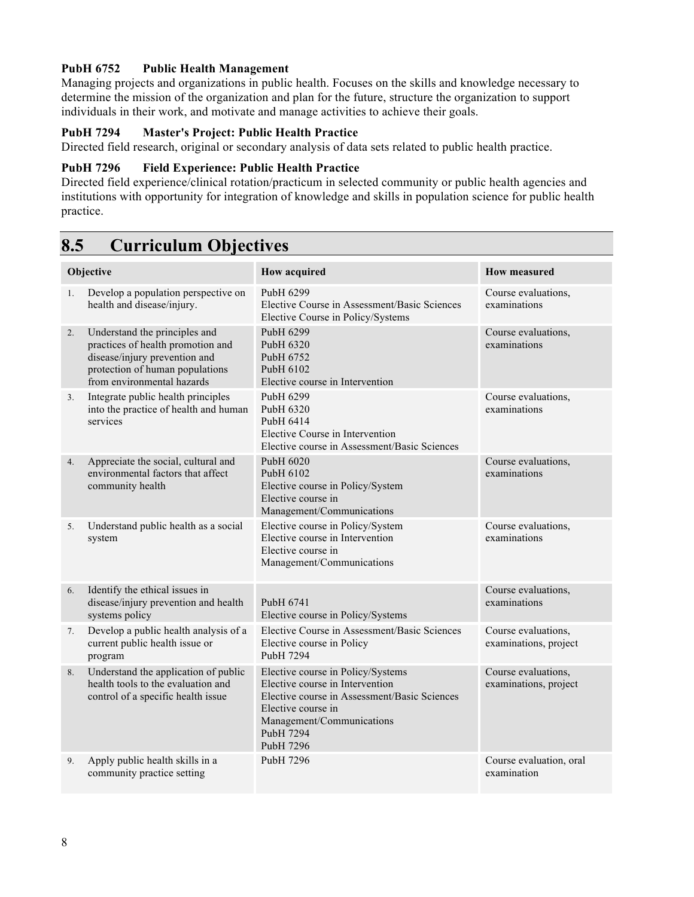**PubH 6752 Public Health Management**

Managing projects and organizations in public health. Focuses on the skills and knowledge necessary to determine the mission of the organization and plan for the future, structure the organization to support individuals in their work, and motivate and manage activities to achieve their goals.

**PubH 7294 Master's Project: Public Health Practice**

Directed field research, original or secondary analysis of data sets related to public health practice.

**PubH 7296 Field Experience: Public Health Practice**

Directed field experience/clinical rotation/practicum in selected community or public health agencies and institutions with opportunity for integration of knowledge and skills in population science for public health practice.

## 8.5 Curriculum Objectives

| Objective | How acquired | How measured |
|---|---|---|
| 1. Develop a population perspective on health and disease/injury. | PubH 6299<br>Elective Course in Assessment/Basic Sciences<br>Elective Course in Policy/Systems | Course evaluations, examinations |
| 2. Understand the principles and practices of health promotion and disease/injury prevention and protection of human populations from environmental hazards | PubH 6299<br>PubH 6320<br>PubH 6752<br>PubH 6102<br>Elective course in Intervention | Course evaluations, examinations |
| 3. Integrate public health principles into the practice of health and human services | PubH 6299<br>PubH 6320<br>PubH 6414<br>Elective Course in Intervention<br>Elective course in Assessment/Basic Sciences | Course evaluations, examinations |
| 4. Appreciate the social, cultural and environmental factors that affect community health | PubH 6020<br>PubH 6102<br>Elective course in Policy/System<br>Elective course in Management/Communications | Course evaluations, examinations |
| 5. Understand public health as a social system | Elective course in Policy/System<br>Elective course in Intervention<br>Elective course in Management/Communications | Course evaluations, examinations |
| 6. Identify the ethical issues in disease/injury prevention and health systems policy | PubH 6741<br>Elective course in Policy/Systems | Course evaluations, examinations |
| 7. Develop a public health analysis of a current public health issue or program | Elective Course in Assessment/Basic Sciences<br>Elective course in Policy<br>PubH 7294 | Course evaluations, examinations, project |
| 8. Understand the application of public health tools to the evaluation and control of a specific health issue | Elective course in Policy/Systems<br>Elective course in Intervention<br>Elective course in Assessment/Basic Sciences<br>Elective course in Management/Communications<br>PubH 7294<br>PubH 7296 | Course evaluations, examinations, project |
| 9. Apply public health skills in a community practice setting | PubH 7296 | Course evaluation, oral examination |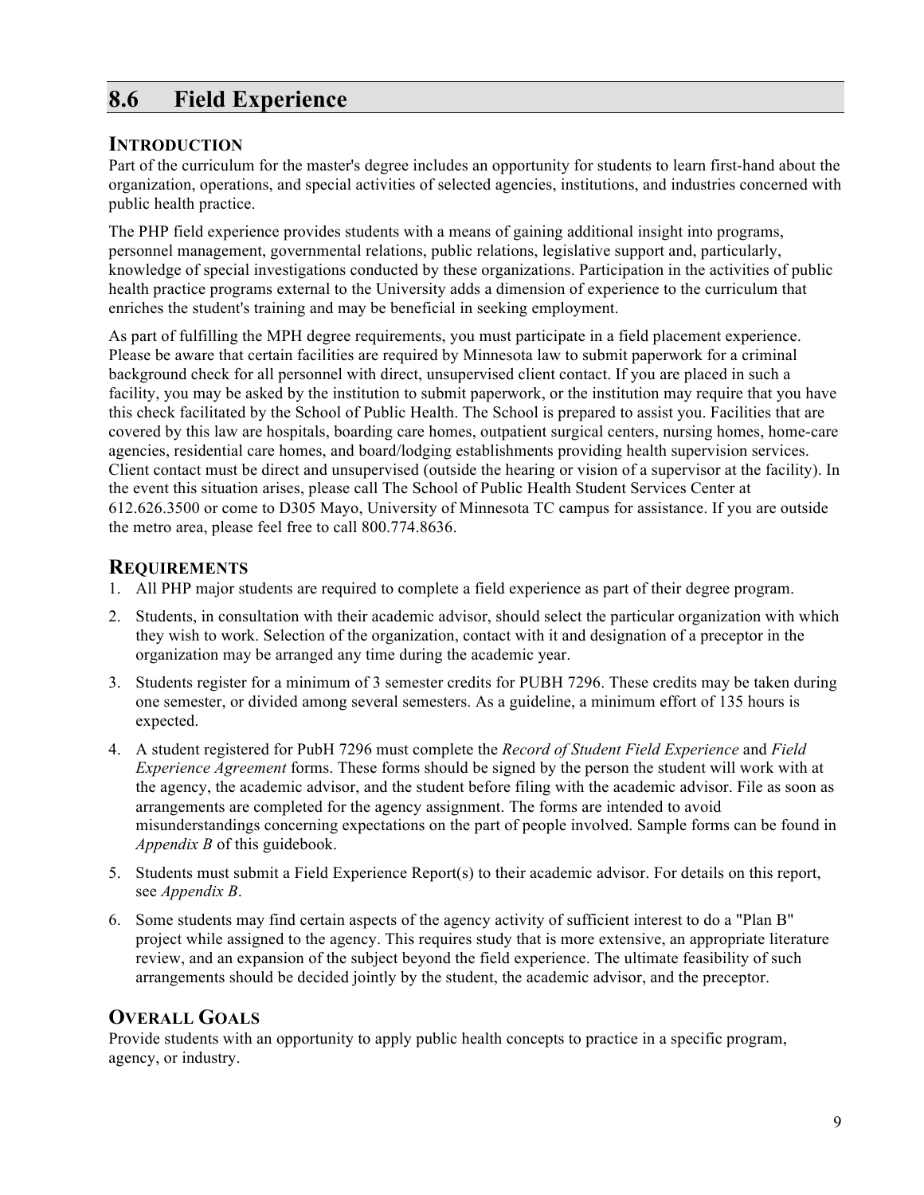## 8.6 Field Experience

### Introduction

Part of the curriculum for the master's degree includes an opportunity for students to learn first-hand about the organization, operations, and special activities of selected agencies, institutions, and industries concerned with public health practice.

The PHP field experience provides students with a means of gaining additional insight into programs, personnel management, governmental relations, public relations, legislative support and, particularly, knowledge of special investigations conducted by these organizations. Participation in the activities of public health practice programs external to the University adds a dimension of experience to the curriculum that enriches the student's training and may be beneficial in seeking employment.

As part of fulfilling the MPH degree requirements, you must participate in a field placement experience. Please be aware that certain facilities are required by Minnesota law to submit paperwork for a criminal background check for all personnel with direct, unsupervised client contact. If you are placed in such a facility, you may be asked by the institution to submit paperwork, or the institution may require that you have this check facilitated by the School of Public Health. The School is prepared to assist you. Facilities that are covered by this law are hospitals, boarding care homes, outpatient surgical centers, nursing homes, home-care agencies, residential care homes, and board/lodging establishments providing health supervision services. Client contact must be direct and unsupervised (outside the hearing or vision of a supervisor at the facility). In the event this situation arises, please call The School of Public Health Student Services Center at 612.626.3500 or come to D305 Mayo, University of Minnesota TC campus for assistance. If you are outside the metro area, please feel free to call 800.774.8636.

### Requirements

1. All PHP major students are required to complete a field experience as part of their degree program.
2. Students, in consultation with their academic advisor, should select the particular organization with which they wish to work. Selection of the organization, contact with it and designation of a preceptor in the organization may be arranged any time during the academic year.
3. Students register for a minimum of 3 semester credits for PUBH 7296. These credits may be taken during one semester, or divided among several semesters. As a guideline, a minimum effort of 135 hours is expected.
4. A student registered for PubH 7296 must complete the *Record of Student Field Experience* and *Field Experience Agreement* forms. These forms should be signed by the person the student will work with at the agency, the academic advisor, and the student before filing with the academic advisor. File as soon as arrangements are completed for the agency assignment. The forms are intended to avoid misunderstandings concerning expectations on the part of people involved. Sample forms can be found in *Appendix B* of this guidebook.
5. Students must submit a Field Experience Report(s) to their academic advisor. For details on this report, see *Appendix B*.
6. Some students may find certain aspects of the agency activity of sufficient interest to do a "Plan B" project while assigned to the agency. This requires study that is more extensive, an appropriate literature review, and an expansion of the subject beyond the field experience. The ultimate feasibility of such arrangements should be decided jointly by the student, the academic advisor, and the preceptor.

### Overall Goals

Provide students with an opportunity to apply public health concepts to practice in a specific program, agency, or industry.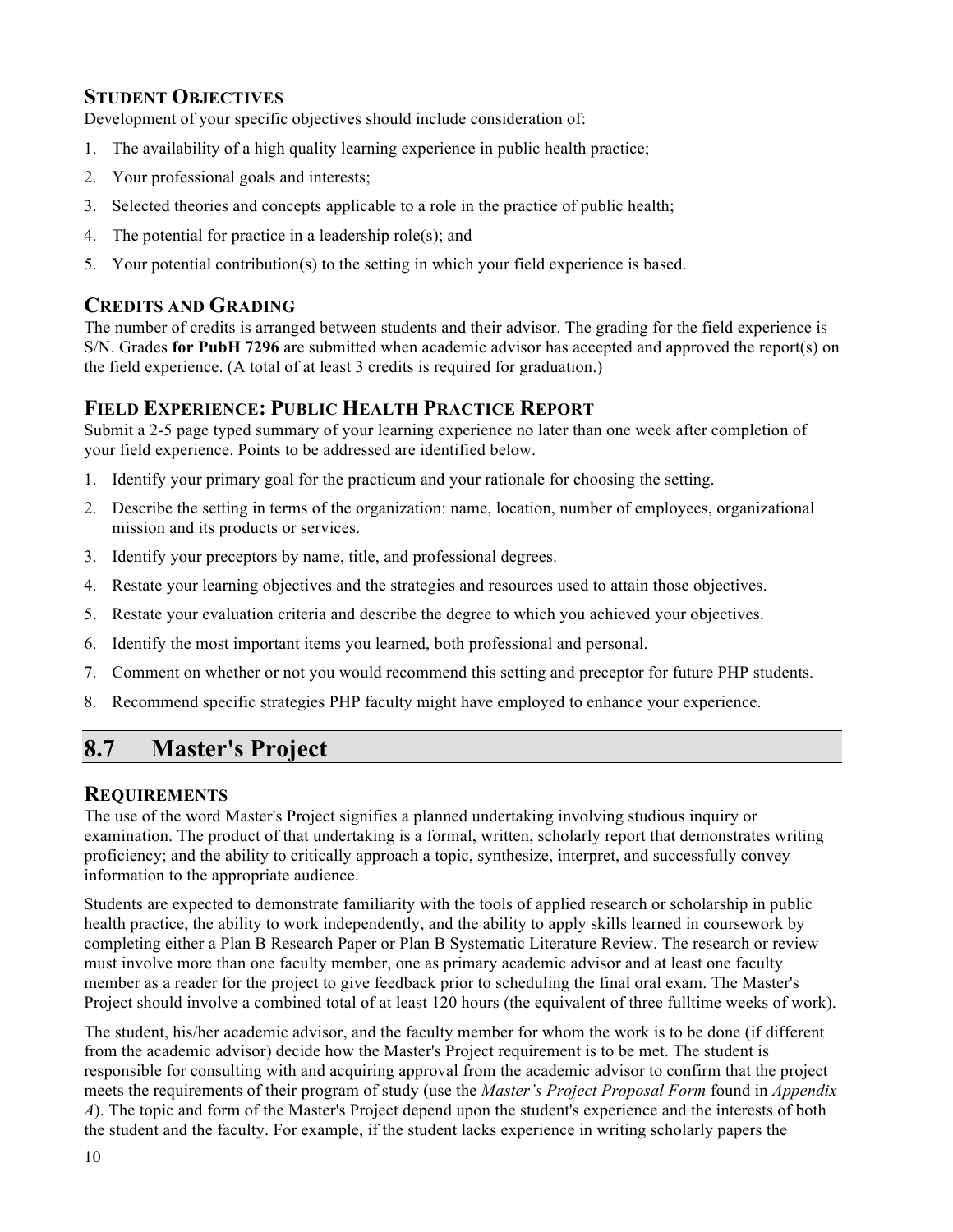### Student Objectives

Development of your specific objectives should include consideration of:

1. The availability of a high quality learning experience in public health practice;
2. Your professional goals and interests;
3. Selected theories and concepts applicable to a role in the practice of public health;
4. The potential for practice in a leadership role(s); and
5. Your potential contribution(s) to the setting in which your field experience is based.

### Credits and Grading

The number of credits is arranged between students and their advisor. The grading for the field experience is S/N. Grades **for PubH 7296** are submitted when academic advisor has accepted and approved the report(s) on the field experience. (A total of at least 3 credits is required for graduation.)

### Field Experience: Public Health Practice Report

Submit a 2-5 page typed summary of your learning experience no later than one week after completion of your field experience. Points to be addressed are identified below.

1. Identify your primary goal for the practicum and your rationale for choosing the setting.
2. Describe the setting in terms of the organization: name, location, number of employees, organizational mission and its products or services.
3. Identify your preceptors by name, title, and professional degrees.
4. Restate your learning objectives and the strategies and resources used to attain those objectives.
5. Restate your evaluation criteria and describe the degree to which you achieved your objectives.
6. Identify the most important items you learned, both professional and personal.
7. Comment on whether or not you would recommend this setting and preceptor for future PHP students.
8. Recommend specific strategies PHP faculty might have employed to enhance your experience.

## 8.7 Master's Project

### Requirements

The use of the word Master's Project signifies a planned undertaking involving studious inquiry or examination. The product of that undertaking is a formal, written, scholarly report that demonstrates writing proficiency; and the ability to critically approach a topic, synthesize, interpret, and successfully convey information to the appropriate audience.

Students are expected to demonstrate familiarity with the tools of applied research or scholarship in public health practice, the ability to work independently, and the ability to apply skills learned in coursework by completing either a Plan B Research Paper or Plan B Systematic Literature Review. The research or review must involve more than one faculty member, one as primary academic advisor and at least one faculty member as a reader for the project to give feedback prior to scheduling the final oral exam. The Master's Project should involve a combined total of at least 120 hours (the equivalent of three fulltime weeks of work).

The student, his/her academic advisor, and the faculty member for whom the work is to be done (if different from the academic advisor) decide how the Master's Project requirement is to be met. The student is responsible for consulting with and acquiring approval from the academic advisor to confirm that the project meets the requirements of their program of study (use the *Master's Project Proposal Form* found in *Appendix A*). The topic and form of the Master's Project depend upon the student's experience and the interests of both the student and the faculty. For example, if the student lacks experience in writing scholarly papers the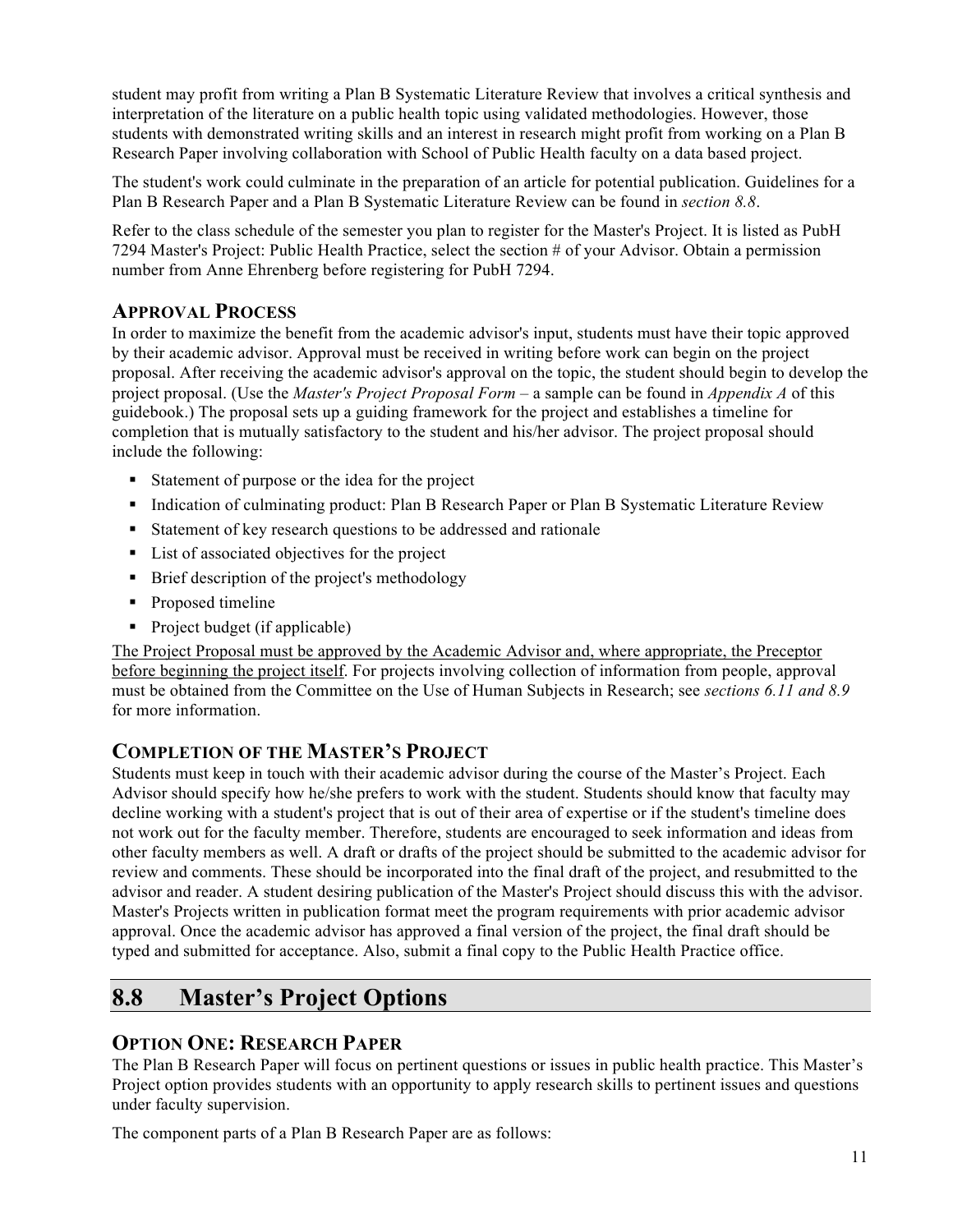student may profit from writing a Plan B Systematic Literature Review that involves a critical synthesis and interpretation of the literature on a public health topic using validated methodologies. However, those students with demonstrated writing skills and an interest in research might profit from working on a Plan B Research Paper involving collaboration with School of Public Health faculty on a data based project.

The student's work could culminate in the preparation of an article for potential publication. Guidelines for a Plan B Research Paper and a Plan B Systematic Literature Review can be found in *section 8.8*.

Refer to the class schedule of the semester you plan to register for the Master's Project. It is listed as PubH 7294 Master's Project: Public Health Practice, select the section # of your Advisor. Obtain a permission number from Anne Ehrenberg before registering for PubH 7294.

### APPROVAL PROCESS

In order to maximize the benefit from the academic advisor's input, students must have their topic approved by their academic advisor. Approval must be received in writing before work can begin on the project proposal. After receiving the academic advisor's approval on the topic, the student should begin to develop the project proposal. (Use the *Master's Project Proposal Form* – a sample can be found in *Appendix A* of this guidebook.) The proposal sets up a guiding framework for the project and establishes a timeline for completion that is mutually satisfactory to the student and his/her advisor. The project proposal should include the following:

- Statement of purpose or the idea for the project
- Indication of culminating product: Plan B Research Paper or Plan B Systematic Literature Review
- Statement of key research questions to be addressed and rationale
- List of associated objectives for the project
- Brief description of the project's methodology
- Proposed timeline
- Project budget (if applicable)

<u>The Project Proposal must be approved by the Academic Advisor and, where appropriate, the Preceptor before beginning the project itself</u>. For projects involving collection of information from people, approval must be obtained from the Committee on the Use of Human Subjects in Research; see *sections 6.11 and 8.9* for more information.

### COMPLETION OF THE MASTER'S PROJECT

Students must keep in touch with their academic advisor during the course of the Master's Project. Each Advisor should specify how he/she prefers to work with the student. Students should know that faculty may decline working with a student's project that is out of their area of expertise or if the student's timeline does not work out for the faculty member. Therefore, students are encouraged to seek information and ideas from other faculty members as well. A draft or drafts of the project should be submitted to the academic advisor for review and comments. These should be incorporated into the final draft of the project, and resubmitted to the advisor and reader. A student desiring publication of the Master's Project should discuss this with the advisor. Master's Projects written in publication format meet the program requirements with prior academic advisor approval. Once the academic advisor has approved a final version of the project, the final draft should be typed and submitted for acceptance. Also, submit a final copy to the Public Health Practice office.

## 8.8 Master's Project Options

### OPTION ONE: RESEARCH PAPER

The Plan B Research Paper will focus on pertinent questions or issues in public health practice. This Master's Project option provides students with an opportunity to apply research skills to pertinent issues and questions under faculty supervision.

The component parts of a Plan B Research Paper are as follows: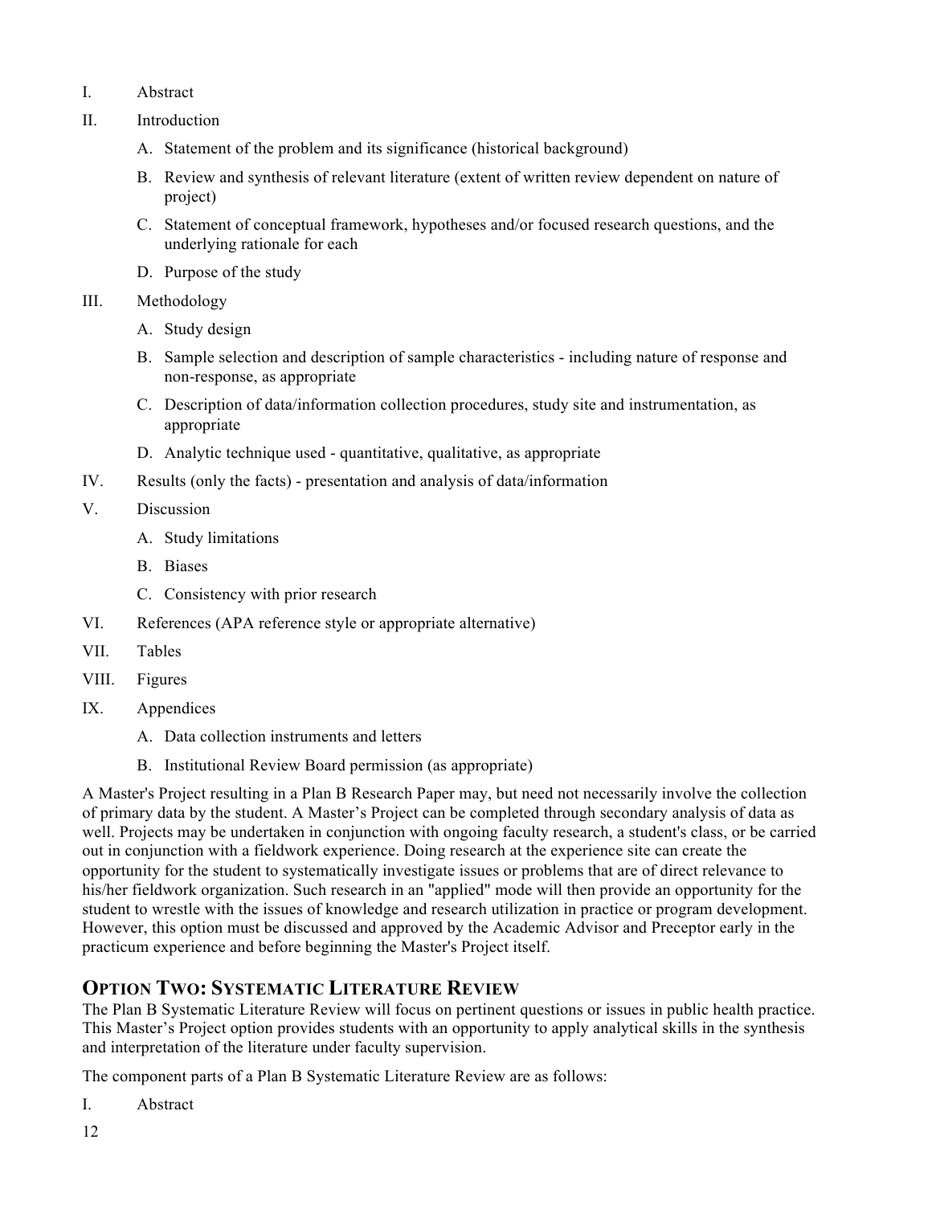I. Abstract

II. Introduction

   A. Statement of the problem and its significance (historical background)

   B. Review and synthesis of relevant literature (extent of written review dependent on nature of project)

   C. Statement of conceptual framework, hypotheses and/or focused research questions, and the underlying rationale for each

   D. Purpose of the study

III. Methodology

   A. Study design

   B. Sample selection and description of sample characteristics - including nature of response and non-response, as appropriate

   C. Description of data/information collection procedures, study site and instrumentation, as appropriate

   D. Analytic technique used - quantitative, qualitative, as appropriate

IV. Results (only the facts) - presentation and analysis of data/information

V. Discussion

   A. Study limitations

   B. Biases

   C. Consistency with prior research

VI. References (APA reference style or appropriate alternative)

VII. Tables

VIII. Figures

IX. Appendices

   A. Data collection instruments and letters

   B. Institutional Review Board permission (as appropriate)

A Master's Project resulting in a Plan B Research Paper may, but need not necessarily involve the collection of primary data by the student. A Master's Project can be completed through secondary analysis of data as well. Projects may be undertaken in conjunction with ongoing faculty research, a student's class, or be carried out in conjunction with a fieldwork experience. Doing research at the experience site can create the opportunity for the student to systematically investigate issues or problems that are of direct relevance to his/her fieldwork organization. Such research in an "applied" mode will then provide an opportunity for the student to wrestle with the issues of knowledge and research utilization in practice or program development. However, this option must be discussed and approved by the Academic Advisor and Preceptor early in the practicum experience and before beginning the Master's Project itself.

## Option Two: Systematic Literature Review

The Plan B Systematic Literature Review will focus on pertinent questions or issues in public health practice. This Master's Project option provides students with an opportunity to apply analytical skills in the synthesis and interpretation of the literature under faculty supervision.

The component parts of a Plan B Systematic Literature Review are as follows:

I. Abstract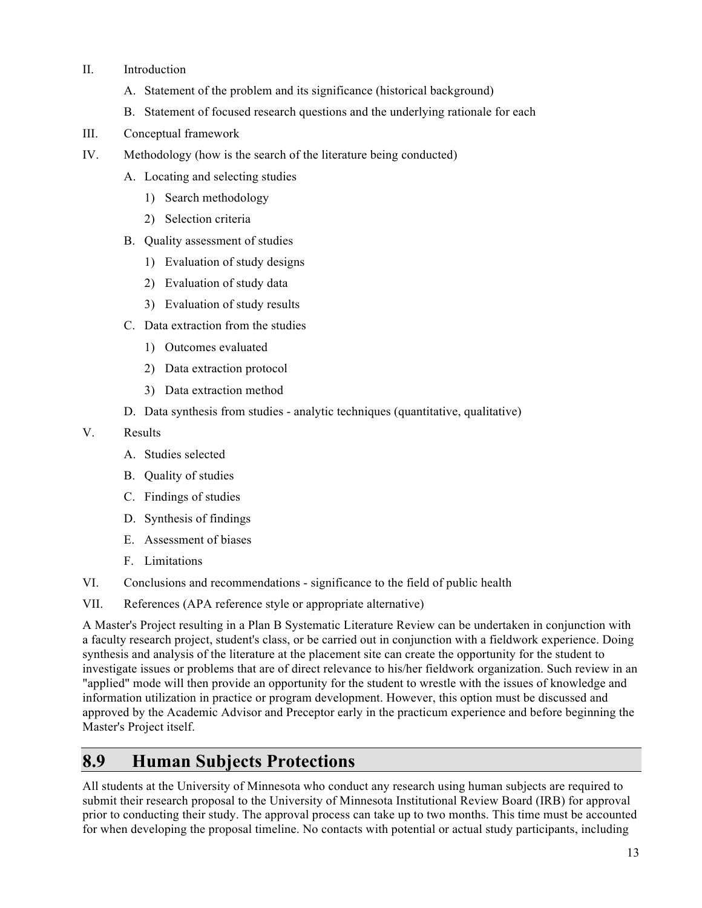II. Introduction
   A. Statement of the problem and its significance (historical background)
   B. Statement of focused research questions and the underlying rationale for each

III. Conceptual framework

IV. Methodology (how is the search of the literature being conducted)
   A. Locating and selecting studies
      1) Search methodology
      2) Selection criteria
   B. Quality assessment of studies
      1) Evaluation of study designs
      2) Evaluation of study data
      3) Evaluation of study results
   C. Data extraction from the studies
      1) Outcomes evaluated
      2) Data extraction protocol
      3) Data extraction method
   D. Data synthesis from studies - analytic techniques (quantitative, qualitative)

V. Results
   A. Studies selected
   B. Quality of studies
   C. Findings of studies
   D. Synthesis of findings
   E. Assessment of biases
   F. Limitations

VI. Conclusions and recommendations - significance to the field of public health

VII. References (APA reference style or appropriate alternative)

A Master's Project resulting in a Plan B Systematic Literature Review can be undertaken in conjunction with a faculty research project, student's class, or be carried out in conjunction with a fieldwork experience. Doing synthesis and analysis of the literature at the placement site can create the opportunity for the student to investigate issues or problems that are of direct relevance to his/her fieldwork organization. Such review in an "applied" mode will then provide an opportunity for the student to wrestle with the issues of knowledge and information utilization in practice or program development. However, this option must be discussed and approved by the Academic Advisor and Preceptor early in the practicum experience and before beginning the Master's Project itself.

## 8.9 Human Subjects Protections

All students at the University of Minnesota who conduct any research using human subjects are required to submit their research proposal to the University of Minnesota Institutional Review Board (IRB) for approval prior to conducting their study. The approval process can take up to two months. This time must be accounted for when developing the proposal timeline. No contacts with potential or actual study participants, including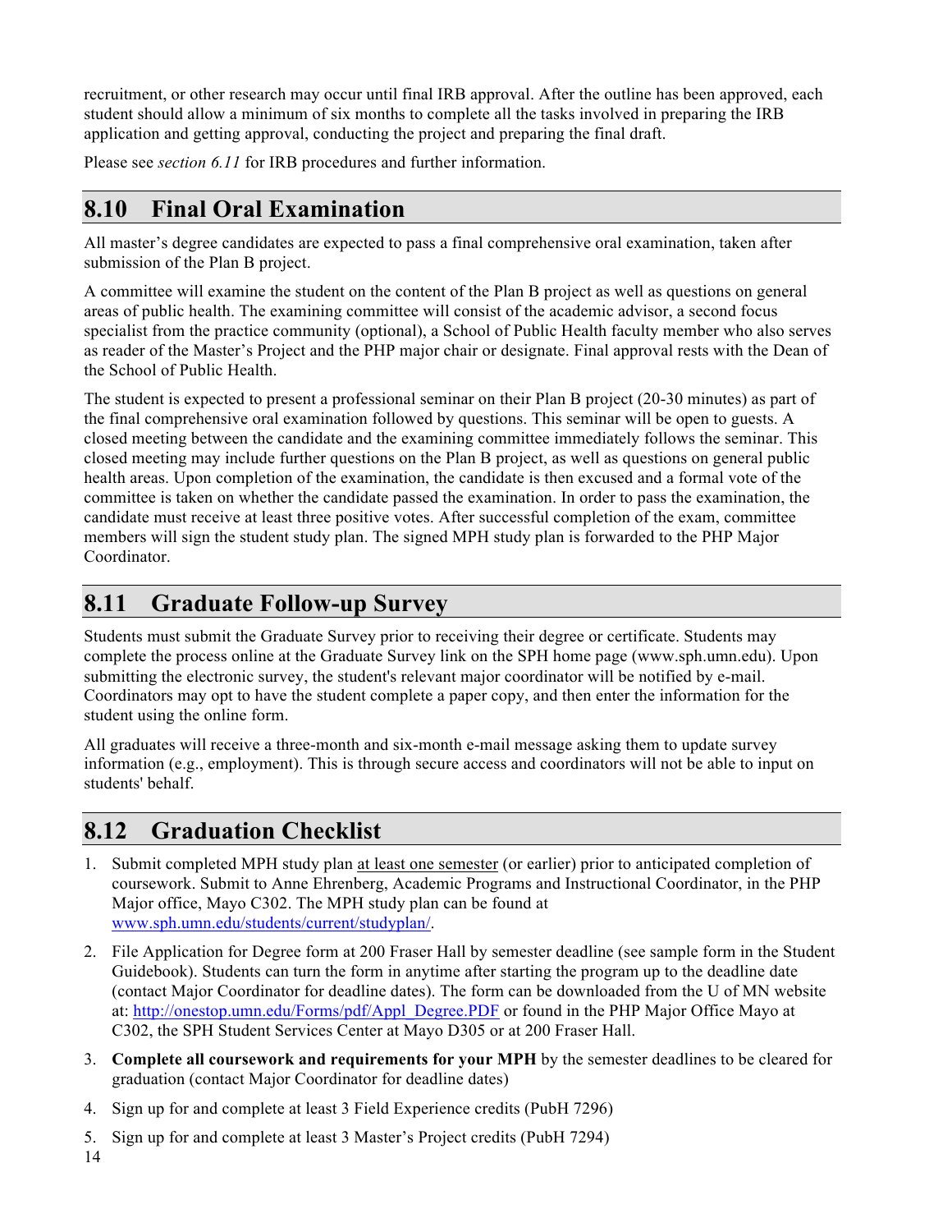recruitment, or other research may occur until final IRB approval. After the outline has been approved, each student should allow a minimum of six months to complete all the tasks involved in preparing the IRB application and getting approval, conducting the project and preparing the final draft.

Please see *section 6.11* for IRB procedures and further information.

## 8.10 Final Oral Examination

All master's degree candidates are expected to pass a final comprehensive oral examination, taken after submission of the Plan B project.

A committee will examine the student on the content of the Plan B project as well as questions on general areas of public health. The examining committee will consist of the academic advisor, a second focus specialist from the practice community (optional), a School of Public Health faculty member who also serves as reader of the Master's Project and the PHP major chair or designate. Final approval rests with the Dean of the School of Public Health.

The student is expected to present a professional seminar on their Plan B project (20-30 minutes) as part of the final comprehensive oral examination followed by questions. This seminar will be open to guests. A closed meeting between the candidate and the examining committee immediately follows the seminar. This closed meeting may include further questions on the Plan B project, as well as questions on general public health areas. Upon completion of the examination, the candidate is then excused and a formal vote of the committee is taken on whether the candidate passed the examination. In order to pass the examination, the candidate must receive at least three positive votes. After successful completion of the exam, committee members will sign the student study plan. The signed MPH study plan is forwarded to the PHP Major Coordinator.

## 8.11 Graduate Follow-up Survey

Students must submit the Graduate Survey prior to receiving their degree or certificate. Students may complete the process online at the Graduate Survey link on the SPH home page (www.sph.umn.edu). Upon submitting the electronic survey, the student's relevant major coordinator will be notified by e-mail. Coordinators may opt to have the student complete a paper copy, and then enter the information for the student using the online form.

All graduates will receive a three-month and six-month e-mail message asking them to update survey information (e.g., employment). This is through secure access and coordinators will not be able to input on students' behalf.

## 8.12 Graduation Checklist

1. Submit completed MPH study plan at least one semester (or earlier) prior to anticipated completion of coursework. Submit to Anne Ehrenberg, Academic Programs and Instructional Coordinator, in the PHP Major office, Mayo C302. The MPH study plan can be found at [www.sph.umn.edu/students/current/studyplan/](www.sph.umn.edu/students/current/studyplan/).
2. File Application for Degree form at 200 Fraser Hall by semester deadline (see sample form in the Student Guidebook). Students can turn the form in anytime after starting the program up to the deadline date (contact Major Coordinator for deadline dates). The form can be downloaded from the U of MN website at: [http://onestop.umn.edu/Forms/pdf/Appl_Degree.PDF](http://onestop.umn.edu/Forms/pdf/Appl_Degree.PDF) or found in the PHP Major Office Mayo at C302, the SPH Student Services Center at Mayo D305 or at 200 Fraser Hall.
3. **Complete all coursework and requirements for your MPH** by the semester deadlines to be cleared for graduation (contact Major Coordinator for deadline dates)
4. Sign up for and complete at least 3 Field Experience credits (PubH 7296)
5. Sign up for and complete at least 3 Master's Project credits (PubH 7294)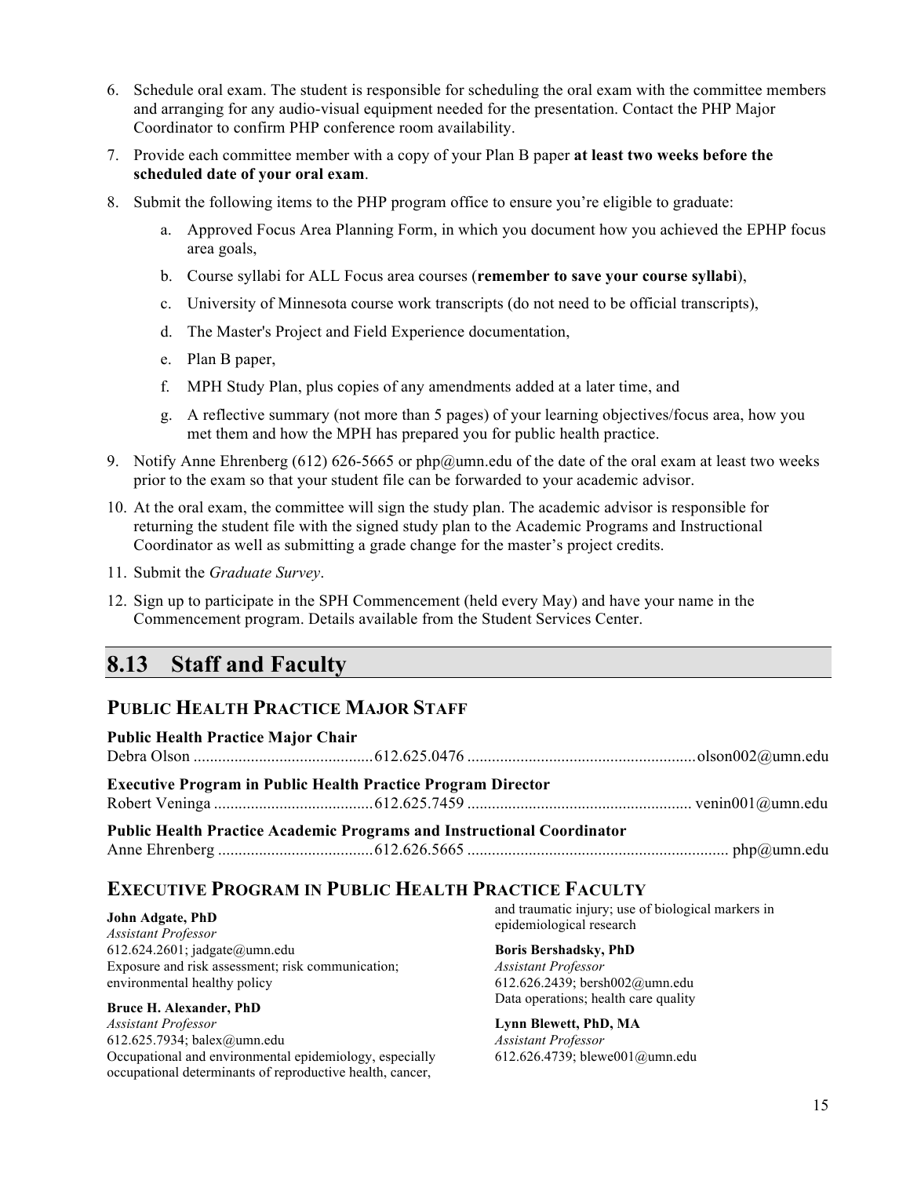6. Schedule oral exam. The student is responsible for scheduling the oral exam with the committee members and arranging for any audio-visual equipment needed for the presentation. Contact the PHP Major Coordinator to confirm PHP conference room availability.
7. Provide each committee member with a copy of your Plan B paper **at least two weeks before the scheduled date of your oral exam**.
8. Submit the following items to the PHP program office to ensure you're eligible to graduate:
    a. Approved Focus Area Planning Form, in which you document how you achieved the EPHP focus area goals,
    b. Course syllabi for ALL Focus area courses (**remember to save your course syllabi**),
    c. University of Minnesota course work transcripts (do not need to be official transcripts),
    d. The Master's Project and Field Experience documentation,
    e. Plan B paper,
    f. MPH Study Plan, plus copies of any amendments added at a later time, and
    g. A reflective summary (not more than 5 pages) of your learning objectives/focus area, how you met them and how the MPH has prepared you for public health practice.
9. Notify Anne Ehrenberg (612) 626-5665 or php@umn.edu of the date of the oral exam at least two weeks prior to the exam so that your student file can be forwarded to your academic advisor.
10. At the oral exam, the committee will sign the study plan. The academic advisor is responsible for returning the student file with the signed study plan to the Academic Programs and Instructional Coordinator as well as submitting a grade change for the master's project credits.
11. Submit the *Graduate Survey*.
12. Sign up to participate in the SPH Commencement (held every May) and have your name in the Commencement program. Details available from the Student Services Center.

## 8.13 Staff and Faculty

### Public Health Practice Major Staff

**Public Health Practice Major Chair**
Debra Olson ........................................... 612.625.0476 ....................................................... olson002@umn.edu

**Executive Program in Public Health Practice Program Director**
Robert Veninga ....................................... 612.625.7459 ....................................................... venin001@umn.edu

**Public Health Practice Academic Programs and Instructional Coordinator**
Anne Ehrenberg ...................................... 612.626.5665 ............................................................... php@umn.edu

### Executive Program in Public Health Practice Faculty

**John Adgate, PhD**
*Assistant Professor*
612.624.2601; jadgate@umn.edu
Exposure and risk assessment; risk communication; environmental healthy policy

**Bruce H. Alexander, PhD**
*Assistant Professor*
612.625.7934; balex@umn.edu
Occupational and environmental epidemiology, especially occupational determinants of reproductive health, cancer, and traumatic injury; use of biological markers in epidemiological research

**Boris Bershadsky, PhD**
*Assistant Professor*
612.626.2439; bersh002@umn.edu
Data operations; health care quality

**Lynn Blewett, PhD, MA**
*Assistant Professor*
612.626.4739; blewe001@umn.edu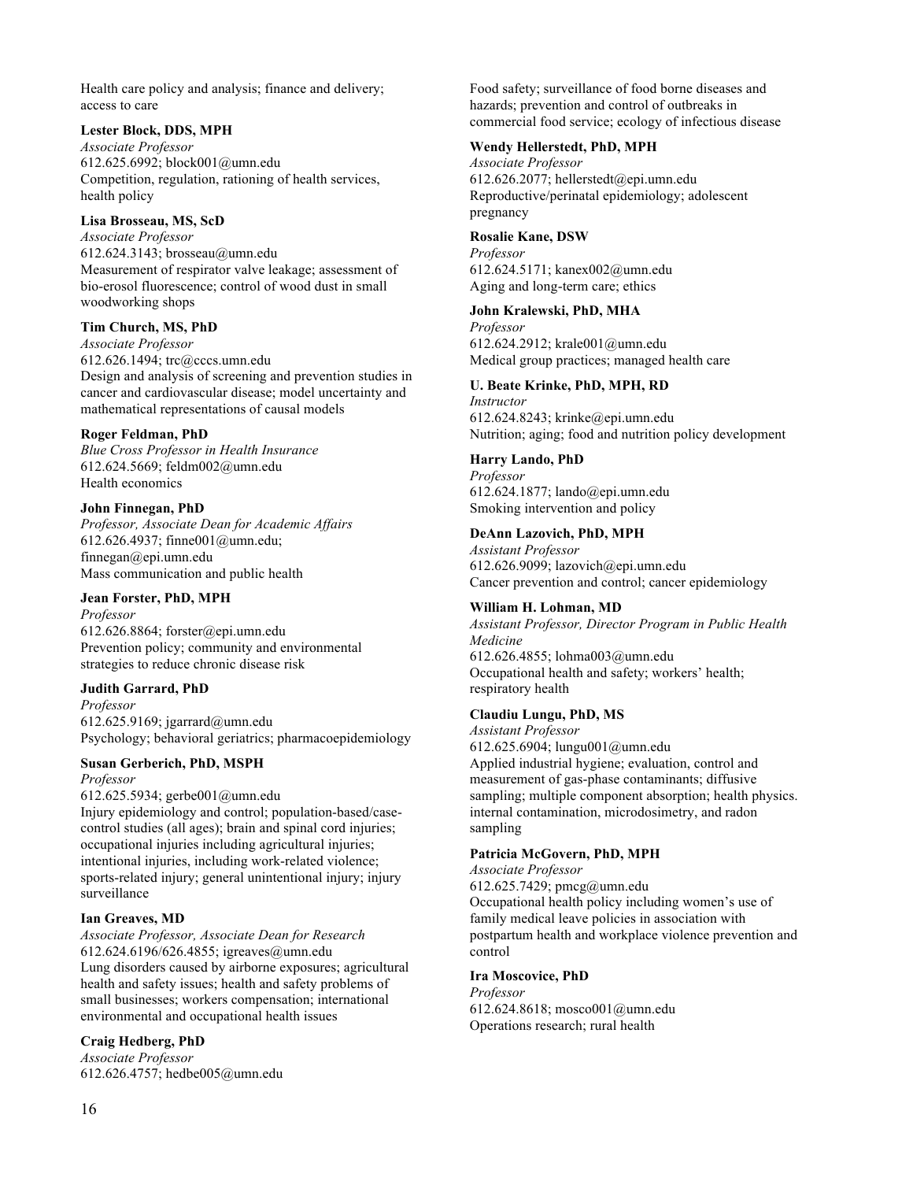Health care policy and analysis; finance and delivery; access to care

**Lester Block, DDS, MPH**
*Associate Professor*
612.625.6992; block001@umn.edu
Competition, regulation, rationing of health services, health policy

**Lisa Brosseau, MS, ScD**
*Associate Professor*
612.624.3143; brosseau@umn.edu
Measurement of respirator valve leakage; assessment of bio-erosol fluorescence; control of wood dust in small woodworking shops

**Tim Church, MS, PhD**
*Associate Professor*
612.626.1494; trc@cccs.umn.edu
Design and analysis of screening and prevention studies in cancer and cardiovascular disease; model uncertainty and mathematical representations of causal models

**Roger Feldman, PhD**
*Blue Cross Professor in Health Insurance*
612.624.5669; feldm002@umn.edu
Health economics

**John Finnegan, PhD**
*Professor, Associate Dean for Academic Affairs*
612.626.4937; finne001@umn.edu; finnegan@epi.umn.edu
Mass communication and public health

**Jean Forster, PhD, MPH**
*Professor*
612.626.8864; forster@epi.umn.edu
Prevention policy; community and environmental strategies to reduce chronic disease risk

**Judith Garrard, PhD**
*Professor*
612.625.9169; jgarrard@umn.edu
Psychology; behavioral geriatrics; pharmacoepidemiology

**Susan Gerberich, PhD, MSPH**
*Professor*
612.625.5934; gerbe001@umn.edu
Injury epidemiology and control; population-based/case-control studies (all ages); brain and spinal cord injuries; occupational injuries including agricultural injuries; intentional injuries, including work-related violence; sports-related injury; general unintentional injury; injury surveillance

**Ian Greaves, MD**
*Associate Professor, Associate Dean for Research*
612.624.6196/626.4855; igreaves@umn.edu
Lung disorders caused by airborne exposures; agricultural health and safety issues; health and safety problems of small businesses; workers compensation; international environmental and occupational health issues

**Craig Hedberg, PhD**
*Associate Professor*
612.626.4757; hedbe005@umn.edu
Food safety; surveillance of food borne diseases and hazards; prevention and control of outbreaks in commercial food service; ecology of infectious disease

**Wendy Hellerstedt, PhD, MPH**
*Associate Professor*
612.626.2077; hellerstedt@epi.umn.edu
Reproductive/perinatal epidemiology; adolescent pregnancy

**Rosalie Kane, DSW**
*Professor*
612.624.5171; kanex002@umn.edu
Aging and long-term care; ethics

**John Kralewski, PhD, MHA**
*Professor*
612.624.2912; krale001@umn.edu
Medical group practices; managed health care

**U. Beate Krinke, PhD, MPH, RD**
*Instructor*
612.624.8243; krinke@epi.umn.edu
Nutrition; aging; food and nutrition policy development

**Harry Lando, PhD**
*Professor*
612.624.1877; lando@epi.umn.edu
Smoking intervention and policy

**DeAnn Lazovich, PhD, MPH**
*Assistant Professor*
612.626.9099; lazovich@epi.umn.edu
Cancer prevention and control; cancer epidemiology

**William H. Lohman, MD**
*Assistant Professor, Director Program in Public Health Medicine*
612.626.4855; lohma003@umn.edu
Occupational health and safety; workers' health; respiratory health

**Claudiu Lungu, PhD, MS**
*Assistant Professor*
612.625.6904; lungu001@umn.edu
Applied industrial hygiene; evaluation, control and measurement of gas-phase contaminants; diffusive sampling; multiple component absorption; health physics. internal contamination, microdosimetry, and radon sampling

**Patricia McGovern, PhD, MPH**
*Associate Professor*
612.625.7429; pmcg@umn.edu
Occupational health policy including women's use of family medical leave policies in association with postpartum health and workplace violence prevention and control

**Ira Moscovice, PhD**
*Professor*
612.624.8618; mosco001@umn.edu
Operations research; rural health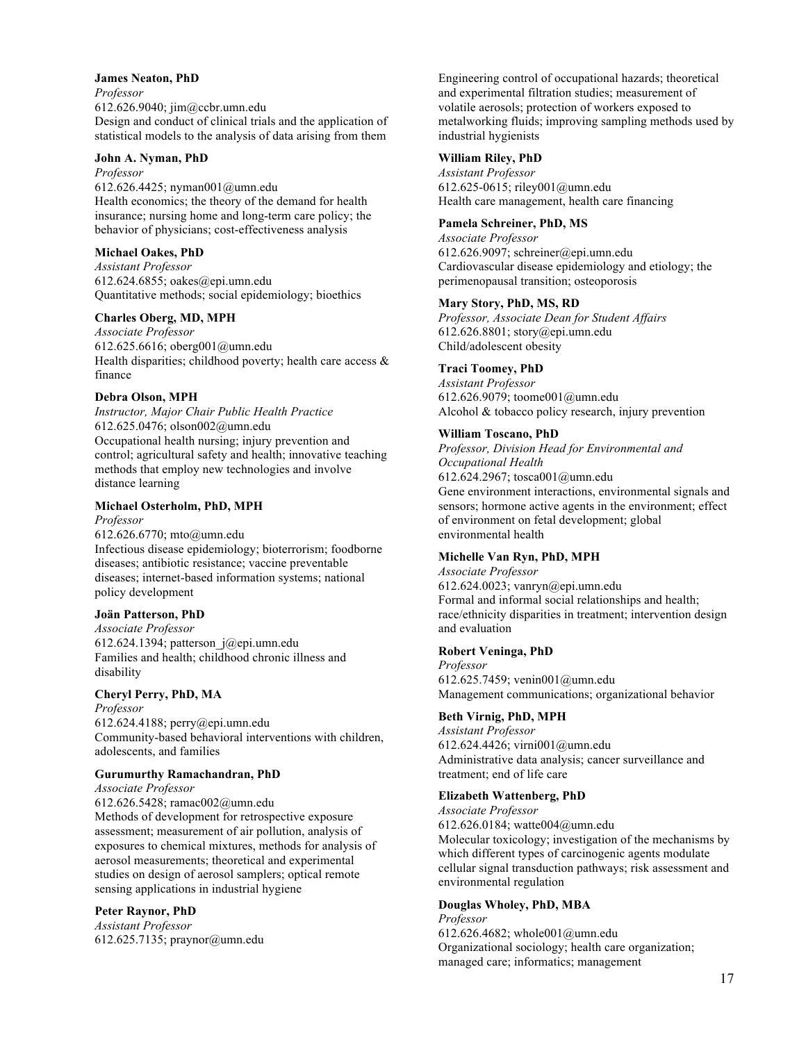**James Neaton, PhD**
*Professor*
612.626.9040; jim@ccbr.umn.edu
Design and conduct of clinical trials and the application of statistical models to the analysis of data arising from them

**John A. Nyman, PhD**
*Professor*
612.626.4425; nyman001@umn.edu
Health economics; the theory of the demand for health insurance; nursing home and long-term care policy; the behavior of physicians; cost-effectiveness analysis

**Michael Oakes, PhD**
*Assistant Professor*
612.624.6855; oakes@epi.umn.edu
Quantitative methods; social epidemiology; bioethics

**Charles Oberg, MD, MPH**
*Associate Professor*
612.625.6616; oberg001@umn.edu
Health disparities; childhood poverty; health care access & finance

**Debra Olson, MPH**
*Instructor, Major Chair Public Health Practice*
612.625.0476; olson002@umn.edu
Occupational health nursing; injury prevention and control; agricultural safety and health; innovative teaching methods that employ new technologies and involve distance learning

**Michael Osterholm, PhD, MPH**
*Professor*
612.626.6770; mto@umn.edu
Infectious disease epidemiology; bioterrorism; foodborne diseases; antibiotic resistance; vaccine preventable diseases; internet-based information systems; national policy development

**Joän Patterson, PhD**
*Associate Professor*
612.624.1394; patterson_j@epi.umn.edu
Families and health; childhood chronic illness and disability

**Cheryl Perry, PhD, MA**
*Professor*
612.624.4188; perry@epi.umn.edu
Community-based behavioral interventions with children, adolescents, and families

**Gurumurthy Ramachandran, PhD**
*Associate Professor*
612.626.5428; ramac002@umn.edu
Methods of development for retrospective exposure assessment; measurement of air pollution, analysis of exposures to chemical mixtures, methods for analysis of aerosol measurements; theoretical and experimental studies on design of aerosol samplers; optical remote sensing applications in industrial hygiene

**Peter Raynor, PhD**
*Assistant Professor*
612.625.7135; praynor@umn.edu
Engineering control of occupational hazards; theoretical and experimental filtration studies; measurement of volatile aerosols; protection of workers exposed to metalworking fluids; improving sampling methods used by industrial hygienists

**William Riley, PhD**
*Assistant Professor*
612.625-0615; riley001@umn.edu
Health care management, health care financing

**Pamela Schreiner, PhD, MS**
*Associate Professor*
612.626.9097; schreiner@epi.umn.edu
Cardiovascular disease epidemiology and etiology; the perimenopausal transition; osteoporosis

**Mary Story, PhD, MS, RD**
*Professor, Associate Dean for Student Affairs*
612.626.8801; story@epi.umn.edu
Child/adolescent obesity

**Traci Toomey, PhD**
*Assistant Professor*
612.626.9079; toome001@umn.edu
Alcohol & tobacco policy research, injury prevention

**William Toscano, PhD**
*Professor, Division Head for Environmental and Occupational Health*
612.624.2967; tosca001@umn.edu
Gene environment interactions, environmental signals and sensors; hormone active agents in the environment; effect of environment on fetal development; global environmental health

**Michelle Van Ryn, PhD, MPH**
*Associate Professor*
612.624.0023; vanryn@epi.umn.edu
Formal and informal social relationships and health; race/ethnicity disparities in treatment; intervention design and evaluation

**Robert Veninga, PhD**
*Professor*
612.625.7459; venin001@umn.edu
Management communications; organizational behavior

**Beth Virnig, PhD, MPH**
*Assistant Professor*
612.624.4426; virni001@umn.edu
Administrative data analysis; cancer surveillance and treatment; end of life care

**Elizabeth Wattenberg, PhD**
*Associate Professor*
612.626.0184; watte004@umn.edu
Molecular toxicology; investigation of the mechanisms by which different types of carcinogenic agents modulate cellular signal transduction pathways; risk assessment and environmental regulation

**Douglas Wholey, PhD, MBA**
*Professor*
612.626.4682; whole001@umn.edu
Organizational sociology; health care organization; managed care; informatics; management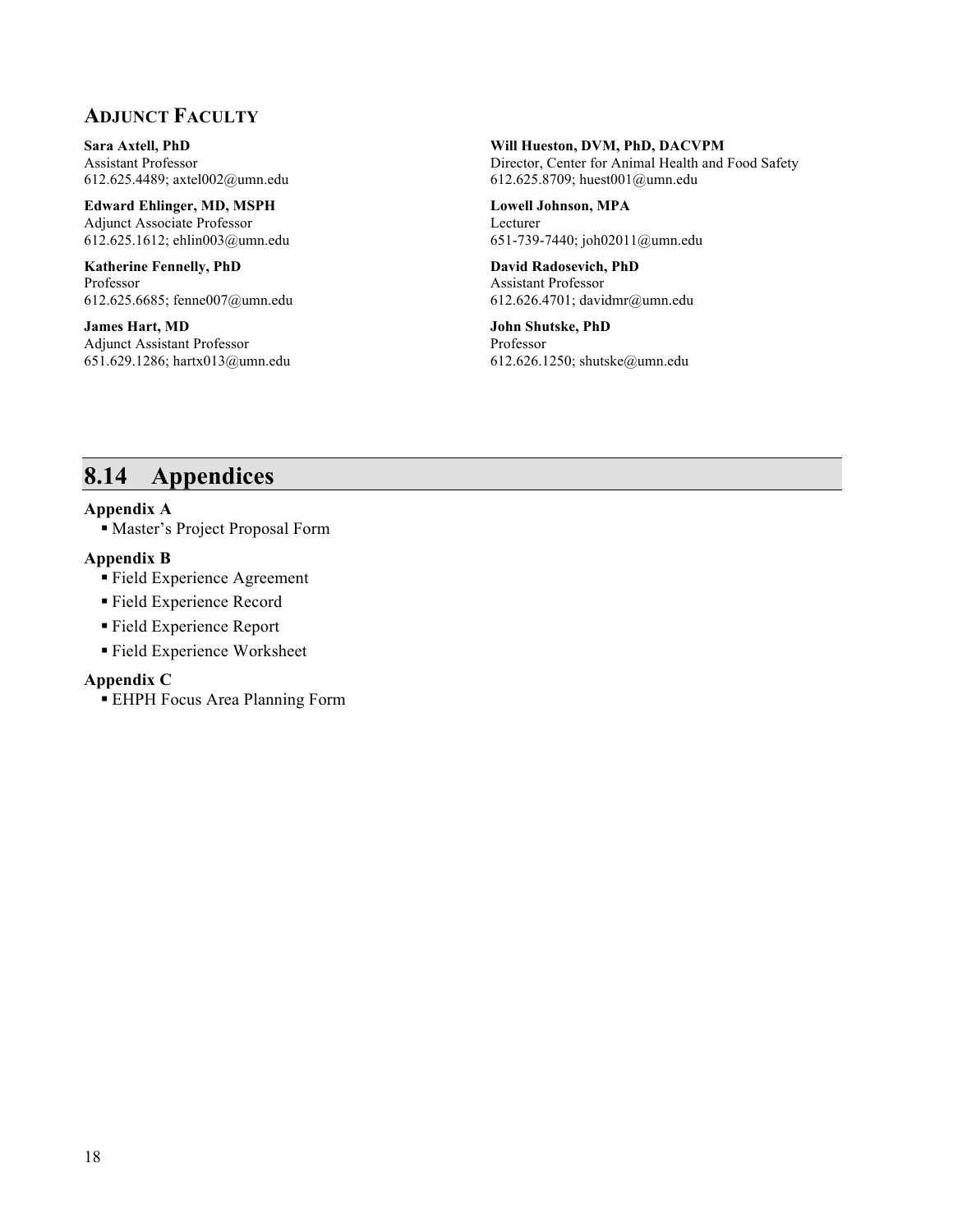### Adjunct Faculty

**Sara Axtell, PhD**
Assistant Professor
612.625.4489; axtel002@umn.edu

**Edward Ehlinger, MD, MSPH**
Adjunct Associate Professor
612.625.1612; ehlin003@umn.edu

**Katherine Fennelly, PhD**
Professor
612.625.6685; fenne007@umn.edu

**James Hart, MD**
Adjunct Assistant Professor
651.629.1286; hartx013@umn.edu

**Will Hueston, DVM, PhD, DACVPM**
Director, Center for Animal Health and Food Safety
612.625.8709; huest001@umn.edu

**Lowell Johnson, MPA**
Lecturer
651-739-7440; joh02011@umn.edu

**David Radosevich, PhD**
Assistant Professor
612.626.4701; davidmr@umn.edu

**John Shutske, PhD**
Professor
612.626.1250; shutske@umn.edu

## 8.14 Appendices

**Appendix A**

- Master's Project Proposal Form

**Appendix B**

- Field Experience Agreement
- Field Experience Record
- Field Experience Report
- Field Experience Worksheet

**Appendix C**

- EHPH Focus Area Planning Form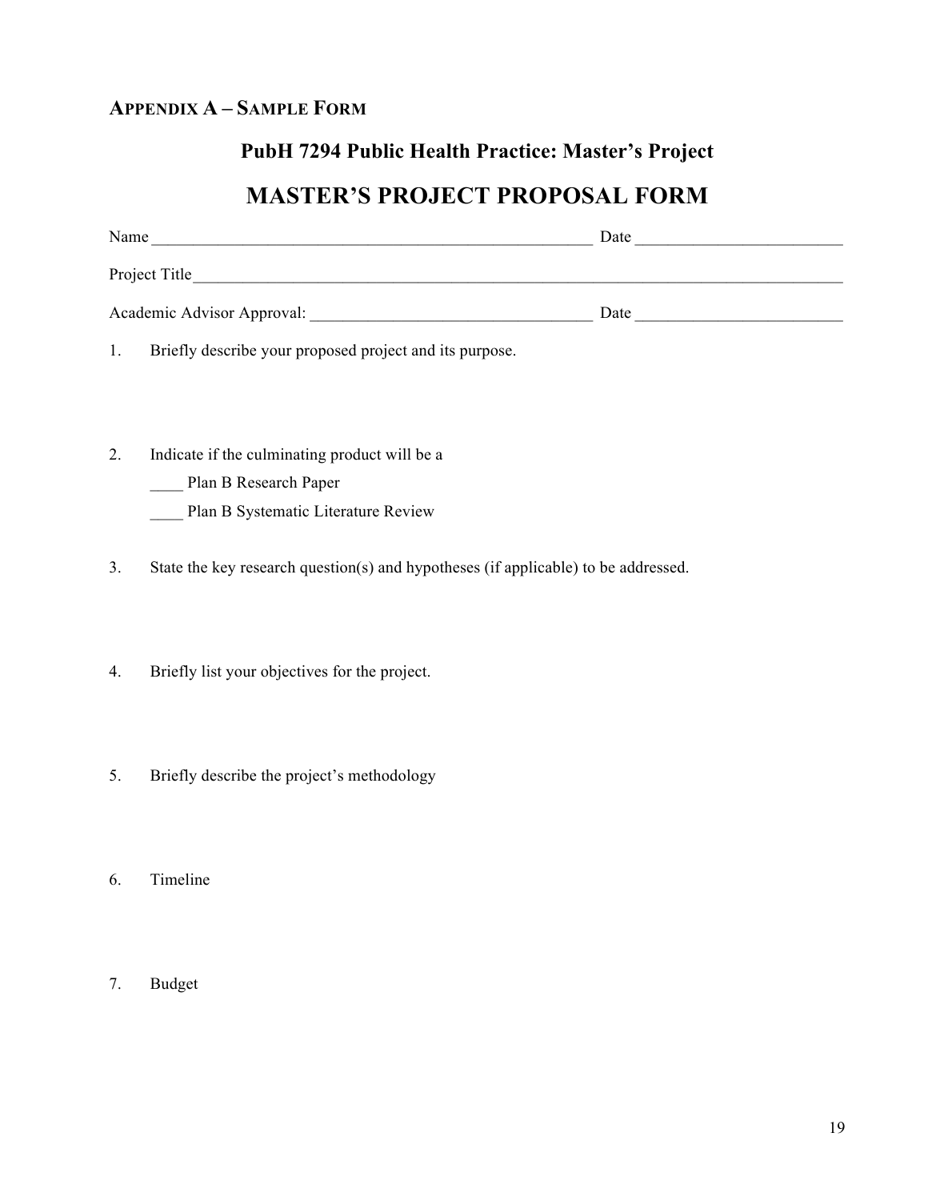**APPENDIX A – SAMPLE FORM**

## PubH 7294 Public Health Practice: Master's Project

# MASTER'S PROJECT PROPOSAL FORM

Name _______________________________________________________ Date _________________________

Project Title___________________________________________________________________________________

Academic Advisor Approval: __________________________________ Date _________________________

1. Briefly describe your proposed project and its purpose.

2. Indicate if the culminating product will be a

   ____ Plan B Research Paper

   ____ Plan B Systematic Literature Review

3. State the key research question(s) and hypotheses (if applicable) to be addressed.

4. Briefly list your objectives for the project.

5. Briefly describe the project's methodology

6. Timeline

7. Budget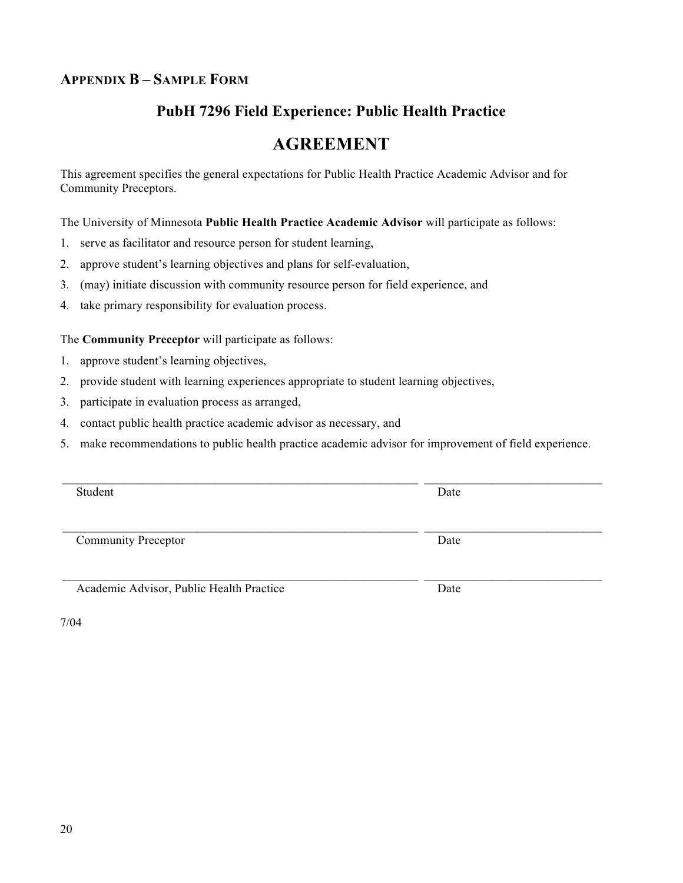## APPENDIX B – SAMPLE FORM

## PubH 7296 Field Experience: Public Health Practice

# AGREEMENT

This agreement specifies the general expectations for Public Health Practice Academic Advisor and for Community Preceptors.

The University of Minnesota **Public Health Practice Academic Advisor** will participate as follows:

1. serve as facilitator and resource person for student learning,
2. approve student's learning objectives and plans for self-evaluation,
3. (may) initiate discussion with community resource person for field experience, and
4. take primary responsibility for evaluation process.

The **Community Preceptor** will participate as follows:

1. approve student's learning objectives,
2. provide student with learning experiences appropriate to student learning objectives,
3. participate in evaluation process as arranged,
4. contact public health practice academic advisor as necessary, and
5. make recommendations to public health practice academic advisor for improvement of field experience.

\_\_\_\_\_\_\_\_\_\_\_\_\_\_\_\_\_\_\_\_\_\_\_\_\_\_\_\_\_\_\_\_\_\_\_\_\_\_\_\_\_\_\_\_ \_\_\_\_\_\_\_\_\_\_\_\_\_\_\_\_\_\_\_\_\_\_
Student Date

\_\_\_\_\_\_\_\_\_\_\_\_\_\_\_\_\_\_\_\_\_\_\_\_\_\_\_\_\_\_\_\_\_\_\_\_\_\_\_\_\_\_\_\_ \_\_\_\_\_\_\_\_\_\_\_\_\_\_\_\_\_\_\_\_\_\_
Community Preceptor Date

\_\_\_\_\_\_\_\_\_\_\_\_\_\_\_\_\_\_\_\_\_\_\_\_\_\_\_\_\_\_\_\_\_\_\_\_\_\_\_\_\_\_\_\_ \_\_\_\_\_\_\_\_\_\_\_\_\_\_\_\_\_\_\_\_\_\_
Academic Advisor, Public Health Practice Date

7/04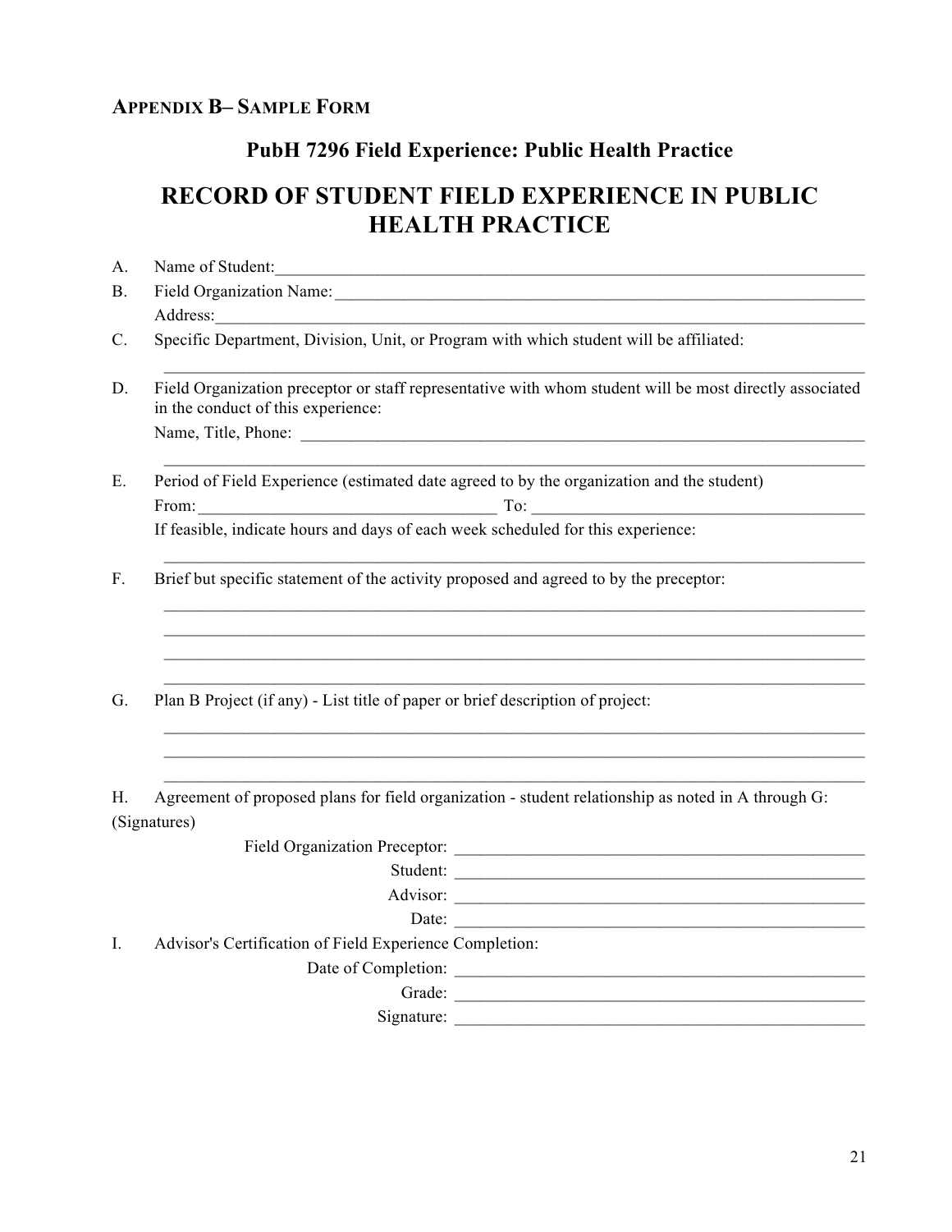**APPENDIX B– SAMPLE FORM**

## PubH 7296 Field Experience: Public Health Practice

# RECORD OF STUDENT FIELD EXPERIENCE IN PUBLIC HEALTH PRACTICE

A. Name of Student:_______________________________________________________________________

B. Field Organization Name:_________________________________________________________________

Address:______________________________________________________________________________

C. Specific Department, Division, Unit, or Program with which student will be affiliated:

_____________________________________________________________________________________

D. Field Organization preceptor or staff representative with whom student will be most directly associated in the conduct of this experience:

Name, Title, Phone: ______________________________________________________________________

_____________________________________________________________________________________

E. Period of Field Experience (estimated date agreed to by the organization and the student)

From:___________________________________ To: ______________________________________

If feasible, indicate hours and days of each week scheduled for this experience:

_____________________________________________________________________________________

F. Brief but specific statement of the activity proposed and agreed to by the preceptor:

_____________________________________________________________________________________

_____________________________________________________________________________________

_____________________________________________________________________________________

_____________________________________________________________________________________

G. Plan B Project (if any) - List title of paper or brief description of project:

_____________________________________________________________________________________

_____________________________________________________________________________________

_____________________________________________________________________________________

H. Agreement of proposed plans for field organization - student relationship as noted in A through G: (Signatures)

Field Organization Preceptor: _________________________________________________

Student: _________________________________________________

Advisor: _________________________________________________

Date: _________________________________________________

I. Advisor's Certification of Field Experience Completion:

Date of Completion: _________________________________________________

Grade: _________________________________________________

Signature: _________________________________________________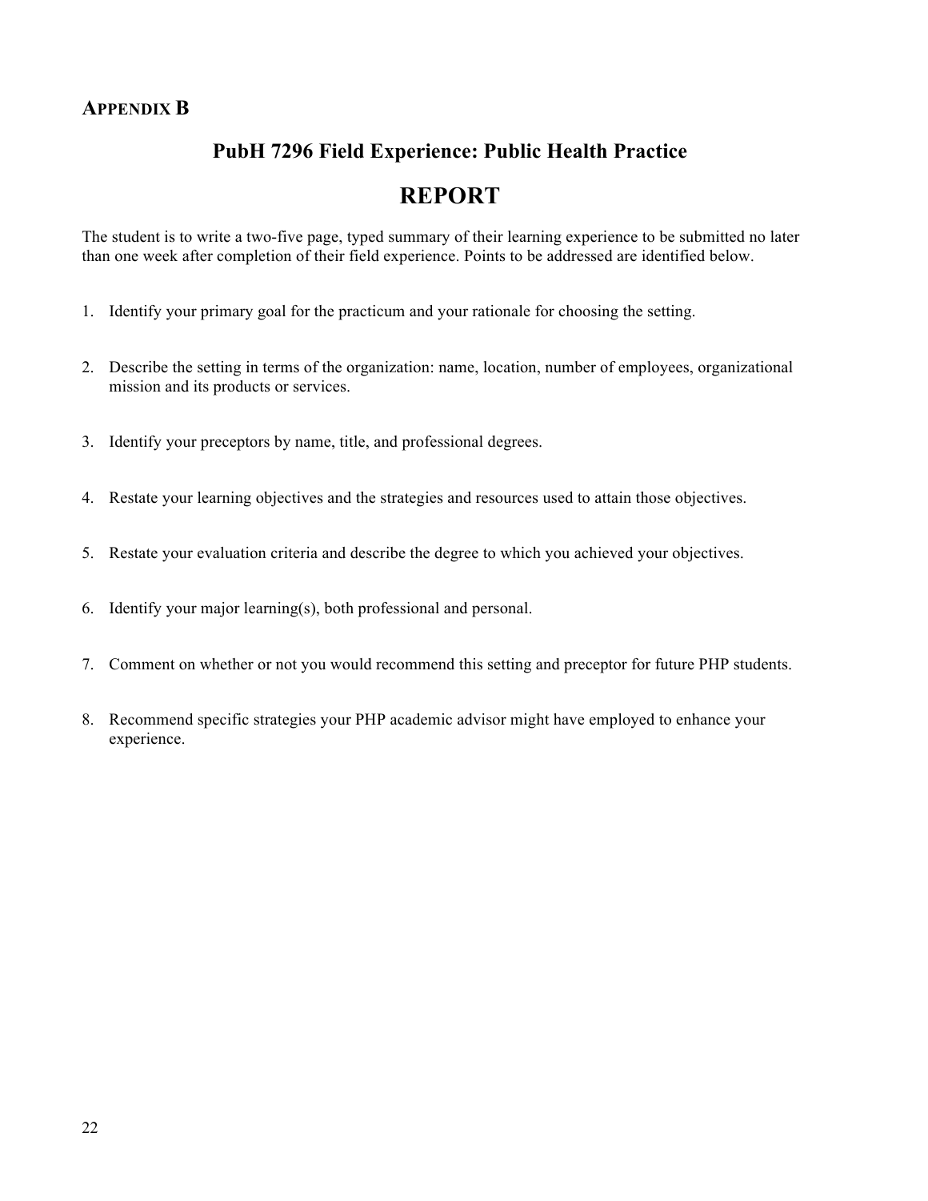## APPENDIX B

## PubH 7296 Field Experience: Public Health Practice

# REPORT

The student is to write a two-five page, typed summary of their learning experience to be submitted no later than one week after completion of their field experience. Points to be addressed are identified below.

1. Identify your primary goal for the practicum and your rationale for choosing the setting.

2. Describe the setting in terms of the organization: name, location, number of employees, organizational mission and its products or services.

3. Identify your preceptors by name, title, and professional degrees.

4. Restate your learning objectives and the strategies and resources used to attain those objectives.

5. Restate your evaluation criteria and describe the degree to which you achieved your objectives.

6. Identify your major learning(s), both professional and personal.

7. Comment on whether or not you would recommend this setting and preceptor for future PHP students.

8. Recommend specific strategies your PHP academic advisor might have employed to enhance your experience.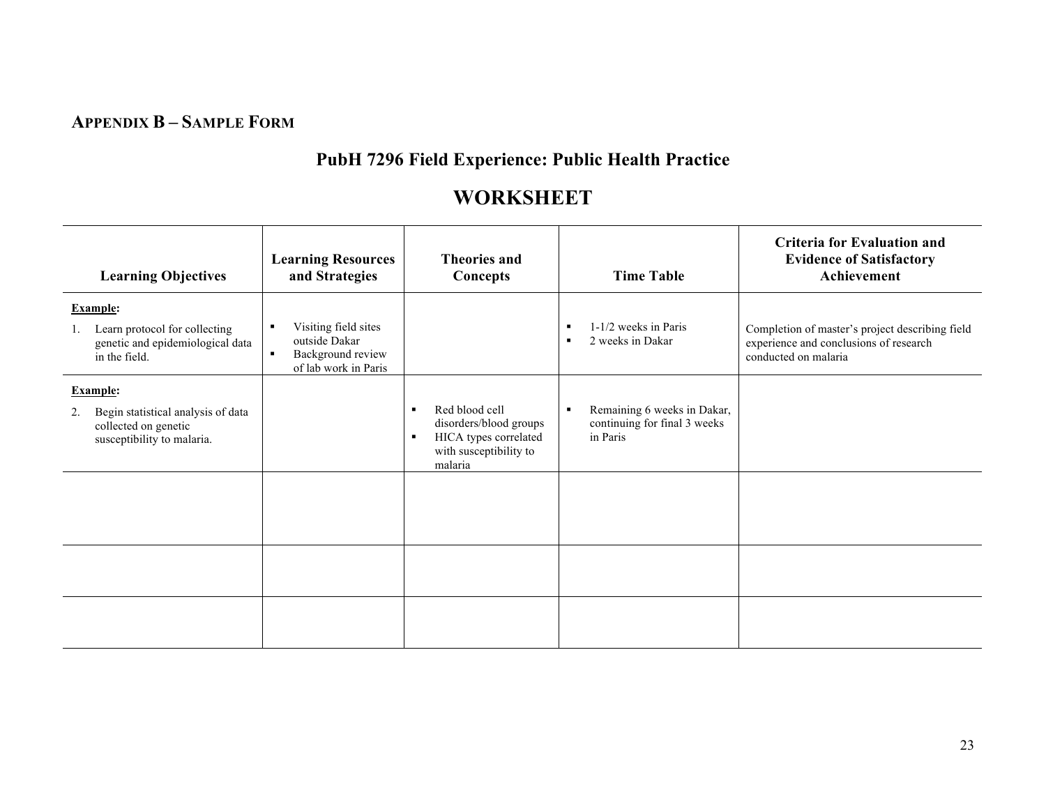## APPENDIX B – SAMPLE FORM

# PubH 7296 Field Experience: Public Health Practice

# WORKSHEET

| Learning Objectives | Learning Resources and Strategies | Theories and Concepts | Time Table | Criteria for Evaluation and Evidence of Satisfactory Achievement |
|---|---|---|---|---|
| **Example:** 1. Learn protocol for collecting genetic and epidemiological data in the field. | ▪ Visiting field sites outside Dakar ▪ Background review of lab work in Paris | | ▪ 1-1/2 weeks in Paris ▪ 2 weeks in Dakar | Completion of master's project describing field experience and conclusions of research conducted on malaria |
| **Example:** 2. Begin statistical analysis of data collected on genetic susceptibility to malaria. | | ▪ Red blood cell disorders/blood groups ▪ HICA types correlated with susceptibility to malaria | ▪ Remaining 6 weeks in Dakar, continuing for final 3 weeks in Paris | |
| | | | | |
| | | | | |
| | | | | |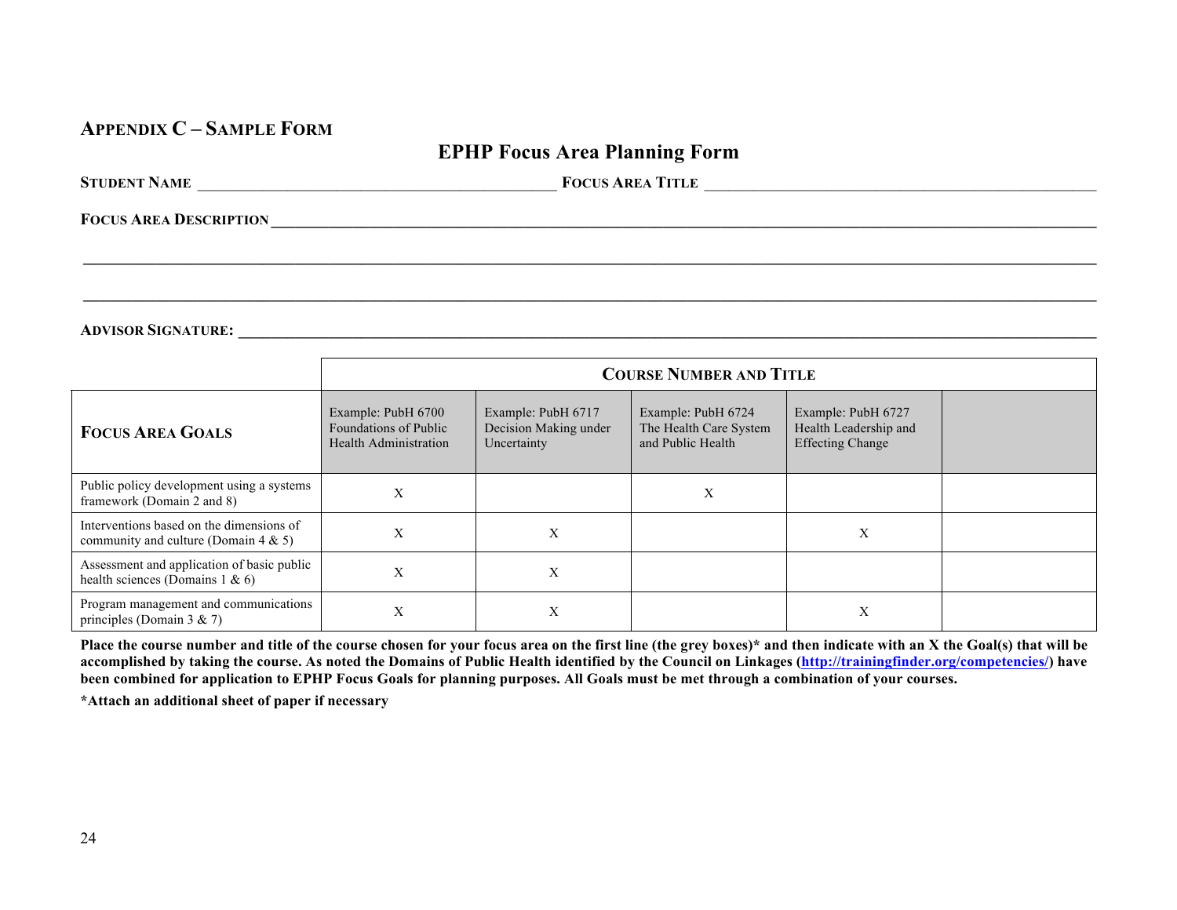## APPENDIX C – SAMPLE FORM

# EPHP Focus Area Planning Form

**STUDENT NAME** ____________________________________________ **FOCUS AREA TITLE** ________________________________________________

**FOCUS AREA DESCRIPTION** ______________________________________________________________________________________________

______________________________________________________________________________________________________________

______________________________________________________________________________________________________________

**ADVISOR SIGNATURE:** ___________________________________________________________________________________________

| | **COURSE NUMBER AND TITLE** | | | | |
|---|---|---|---|---|---|
| **FOCUS AREA GOALS** | Example: PubH 6700 Foundations of Public Health Administration | Example: PubH 6717 Decision Making under Uncertainty | Example: PubH 6724 The Health Care System and Public Health | Example: PubH 6727 Health Leadership and Effecting Change | |
| Public policy development using a systems framework (Domain 2 and 8) | X | | X | | |
| Interventions based on the dimensions of community and culture (Domain 4 & 5) | X | X | | X | |
| Assessment and application of basic public health sciences (Domains 1 & 6) | X | X | | | |
| Program management and communications principles (Domain 3 & 7) | X | X | | X | |

**Place the course number and title of the course chosen for your focus area on the first line (the grey boxes)* and then indicate with an X the Goal(s) that will be accomplished by taking the course. As noted the Domains of Public Health identified by the Council on Linkages (http://trainingfinder.org/competencies/) have been combined for application to EPHP Focus Goals for planning purposes. All Goals must be met through a combination of your courses.**

***Attach an additional sheet of paper if necessary**